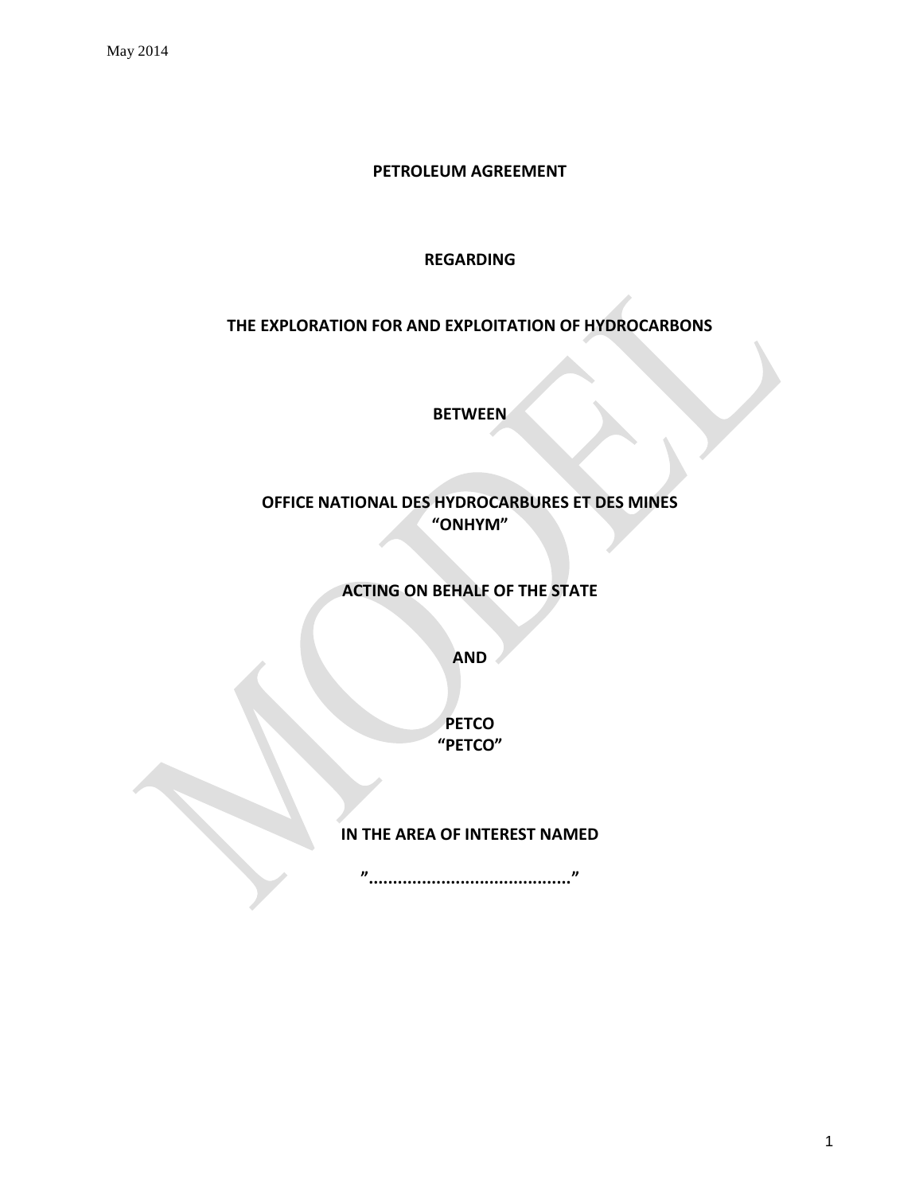May 2014

**PETROLEUM AGREEMENT**

**REGARDING**

**THE EXPLORATION FOR AND EXPLOITATION OF HYDROCARBONS**

**BETWEEN**

**OFFICE NATIONAL DES HYDROCARBURES ET DES MINES**
**"ONHYM"**

**ACTING ON BEHALF OF THE STATE**

**AND**

**PETCO**
**"PETCO"**

**IN THE AREA OF INTEREST NAMED**

**".........................................."**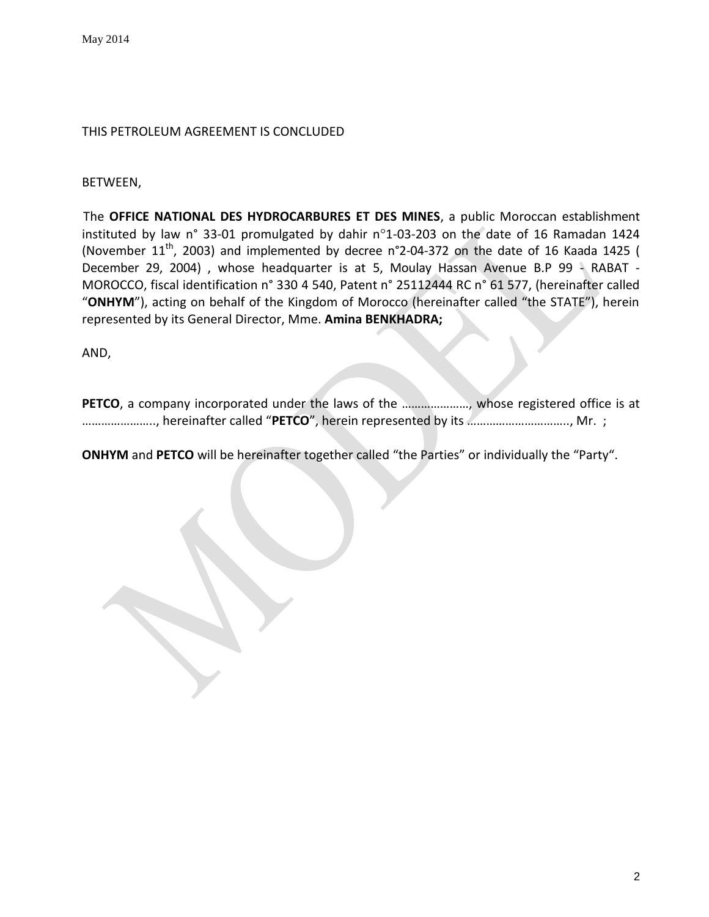THIS PETROLEUM AGREEMENT IS CONCLUDED

BETWEEN,

The **OFFICE NATIONAL DES HYDROCARBURES ET DES MINES**, a public Moroccan establishment instituted by law n° 33-01 promulgated by dahir n°1-03-203 on the date of 16 Ramadan 1424 (November 11th, 2003) and implemented by decree n°2-04-372 on the date of 16 Kaada 1425 ( December 29, 2004) , whose headquarter is at 5, Moulay Hassan Avenue B.P 99 - RABAT - MOROCCO, fiscal identification n° 330 4 540, Patent n° 25112444 RC n° 61 577, (hereinafter called "**ONHYM**"), acting on behalf of the Kingdom of Morocco (hereinafter called "the STATE"), herein represented by its General Director, Mme. **Amina BENKHADRA;**

AND,

**PETCO**, a company incorporated under the laws of the …………………, whose registered office is at ………………….., hereinafter called "**PETCO**", herein represented by its ………………………….., Mr. ;

**ONHYM** and **PETCO** will be hereinafter together called "the Parties" or individually the "Party".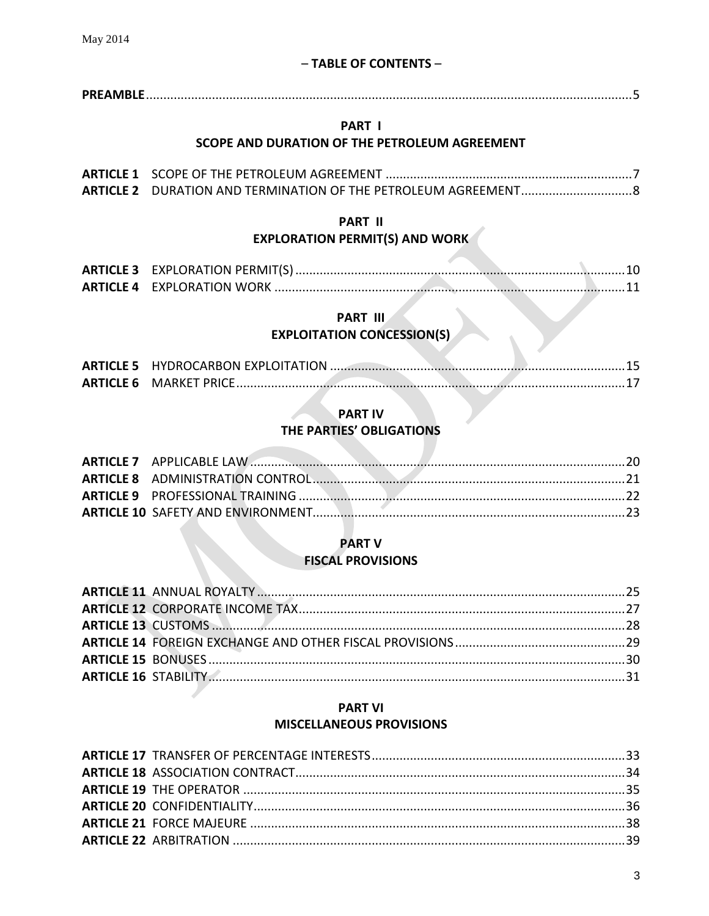– **TABLE OF CONTENTS** –

**PREAMBLE** .......... 5

## PART I
## SCOPE AND DURATION OF THE PETROLEUM AGREEMENT

**ARTICLE 1** SCOPE OF THE PETROLEUM AGREEMENT .......... 7
**ARTICLE 2** DURATION AND TERMINATION OF THE PETROLEUM AGREEMENT .......... 8

## PART II
## EXPLORATION PERMIT(S) AND WORK

**ARTICLE 3** EXPLORATION PERMIT(S) .......... 10
**ARTICLE 4** EXPLORATION WORK .......... 11

## PART III
## EXPLOITATION CONCESSION(S)

**ARTICLE 5** HYDROCARBON EXPLOITATION .......... 15
**ARTICLE 6** MARKET PRICE .......... 17

## PART IV
## THE PARTIES' OBLIGATIONS

**ARTICLE 7** APPLICABLE LAW .......... 20
**ARTICLE 8** ADMINISTRATION CONTROL .......... 21
**ARTICLE 9** PROFESSIONAL TRAINING .......... 22
**ARTICLE 10** SAFETY AND ENVIRONMENT .......... 23

## PART V
## FISCAL PROVISIONS

**ARTICLE 11** ANNUAL ROYALTY .......... 25
**ARTICLE 12** CORPORATE INCOME TAX .......... 27
**ARTICLE 13** CUSTOMS .......... 28
**ARTICLE 14** FOREIGN EXCHANGE AND OTHER FISCAL PROVISIONS .......... 29
**ARTICLE 15** BONUSES .......... 30
**ARTICLE 16** STABILITY .......... 31

## PART VI
## MISCELLANEOUS PROVISIONS

**ARTICLE 17** TRANSFER OF PERCENTAGE INTERESTS .......... 33
**ARTICLE 18** ASSOCIATION CONTRACT .......... 34
**ARTICLE 19** THE OPERATOR .......... 35
**ARTICLE 20** CONFIDENTIALITY .......... 36
**ARTICLE 21** FORCE MAJEURE .......... 38
**ARTICLE 22** ARBITRATION .......... 39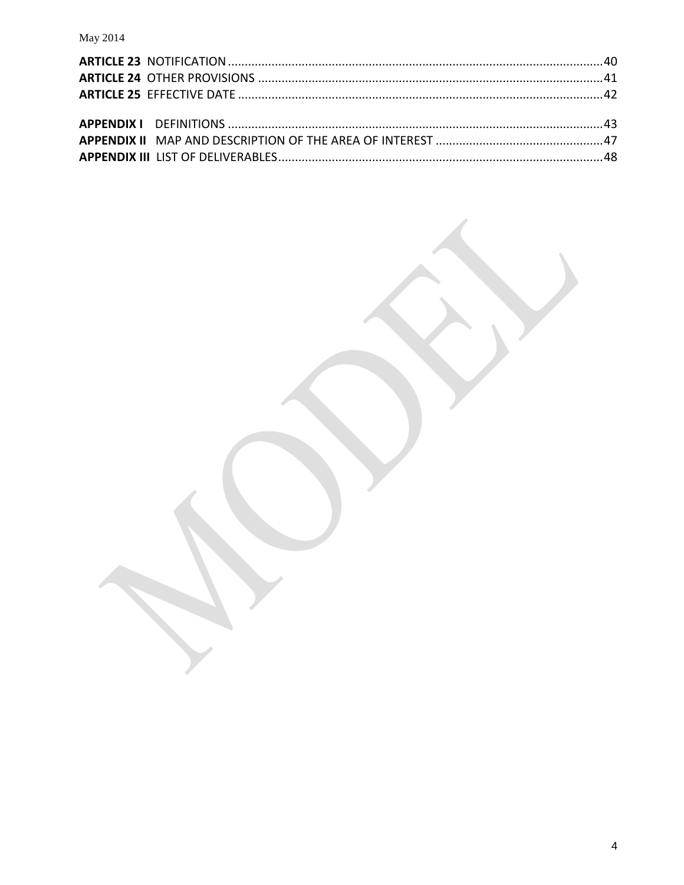**ARTICLE 23** NOTIFICATION ............................................................................................................40
**ARTICLE 24** OTHER PROVISIONS ...................................................................................................41
**ARTICLE 25** EFFECTIVE DATE .........................................................................................................42

**APPENDIX I** DEFINITIONS ..............................................................................................................43
**APPENDIX II** MAP AND DESCRIPTION OF THE AREA OF INTEREST ..................................................47
**APPENDIX III** LIST OF DELIVERABLES..............................................................................................48

MODEL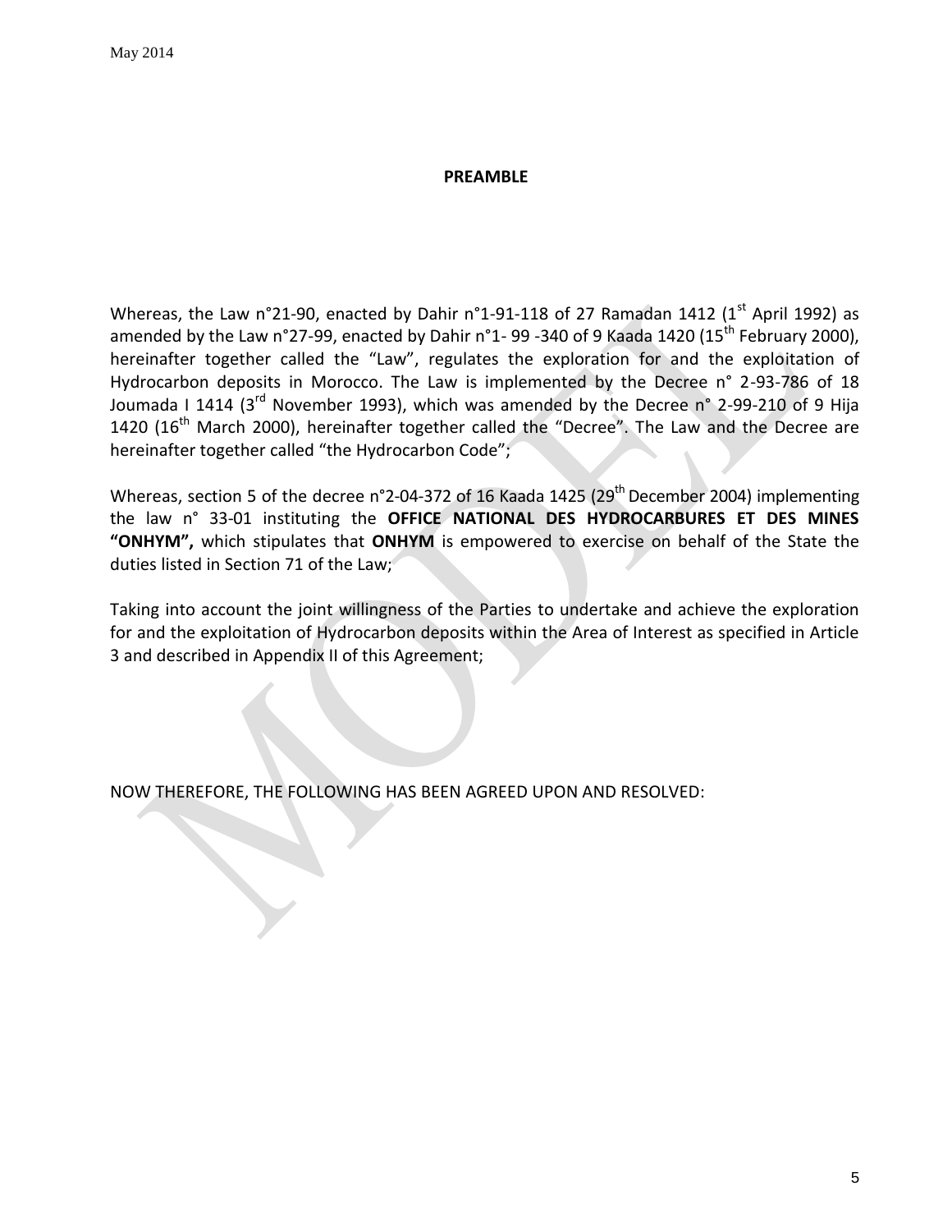## PREAMBLE

Whereas, the Law n°21-90, enacted by Dahir n°1-91-118 of 27 Ramadan 1412 (1st April 1992) as amended by the Law n°27-99, enacted by Dahir n°1- 99 -340 of 9 Kaada 1420 (15th February 2000), hereinafter together called the "Law", regulates the exploration for and the exploitation of Hydrocarbon deposits in Morocco. The Law is implemented by the Decree n° 2-93-786 of 18 Joumada I 1414 (3rd November 1993), which was amended by the Decree n° 2-99-210 of 9 Hija 1420 (16th March 2000), hereinafter together called the "Decree". The Law and the Decree are hereinafter together called "the Hydrocarbon Code";

Whereas, section 5 of the decree n°2-04-372 of 16 Kaada 1425 (29th December 2004) implementing the law n° 33-01 instituting the **OFFICE NATIONAL DES HYDROCARBURES ET DES MINES "ONHYM",** which stipulates that **ONHYM** is empowered to exercise on behalf of the State the duties listed in Section 71 of the Law;

Taking into account the joint willingness of the Parties to undertake and achieve the exploration for and the exploitation of Hydrocarbon deposits within the Area of Interest as specified in Article 3 and described in Appendix II of this Agreement;

NOW THEREFORE, THE FOLLOWING HAS BEEN AGREED UPON AND RESOLVED: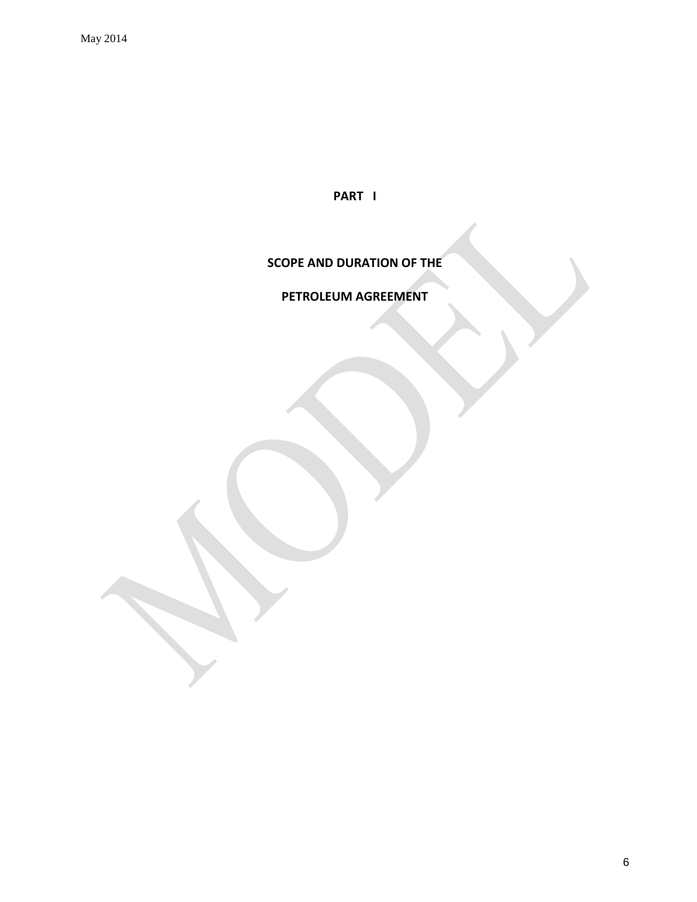# PART I

## SCOPE AND DURATION OF THE PETROLEUM AGREEMENT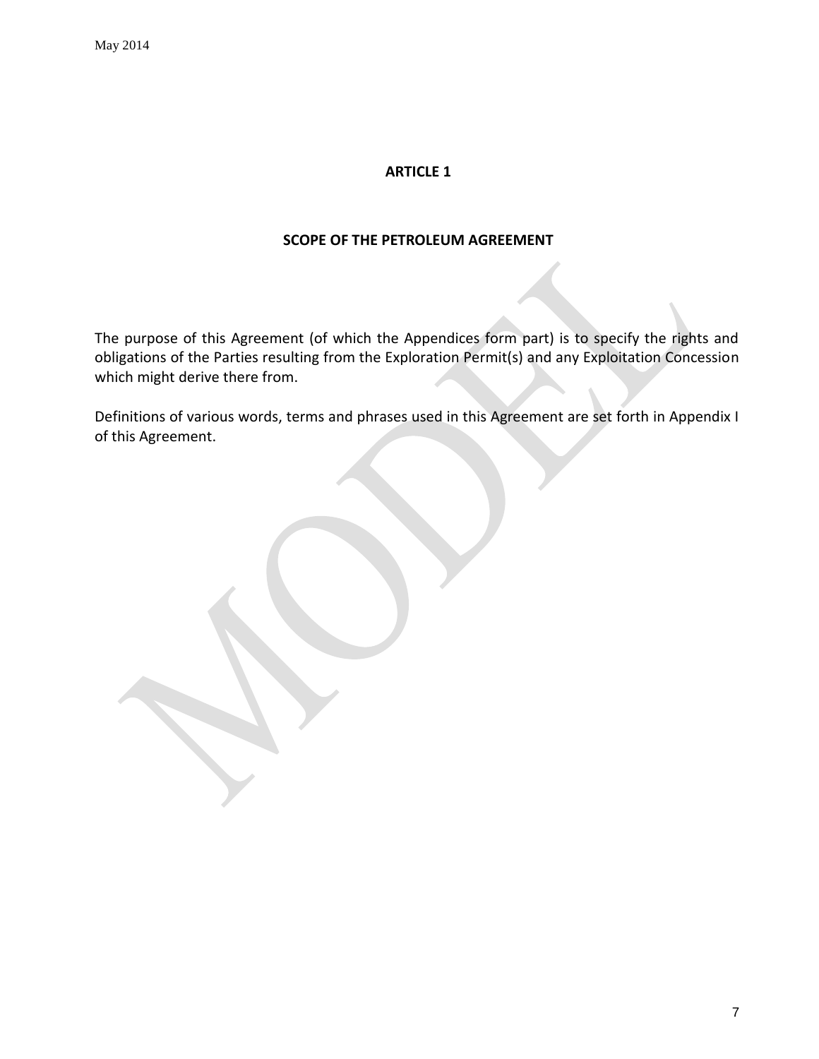# ARTICLE 1

## SCOPE OF THE PETROLEUM AGREEMENT

The purpose of this Agreement (of which the Appendices form part) is to specify the rights and obligations of the Parties resulting from the Exploration Permit(s) and any Exploitation Concession which might derive there from.

Definitions of various words, terms and phrases used in this Agreement are set forth in Appendix I of this Agreement.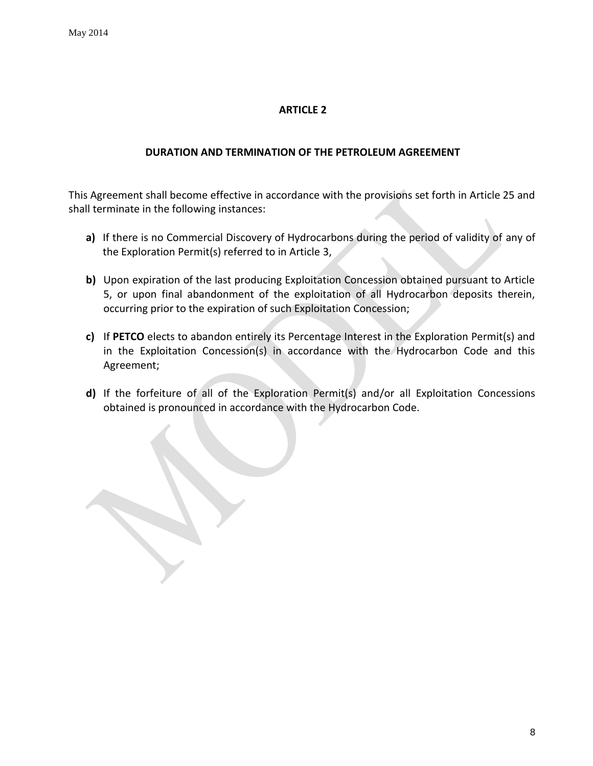## ARTICLE 2

### DURATION AND TERMINATION OF THE PETROLEUM AGREEMENT

This Agreement shall become effective in accordance with the provisions set forth in Article 25 and shall terminate in the following instances:

**a)** If there is no Commercial Discovery of Hydrocarbons during the period of validity of any of the Exploration Permit(s) referred to in Article 3,

**b)** Upon expiration of the last producing Exploitation Concession obtained pursuant to Article 5, or upon final abandonment of the exploitation of all Hydrocarbon deposits therein, occurring prior to the expiration of such Exploitation Concession;

**c)** If **PETCO** elects to abandon entirely its Percentage Interest in the Exploration Permit(s) and in the Exploitation Concession(s) in accordance with the Hydrocarbon Code and this Agreement;

**d)** If the forfeiture of all of the Exploration Permit(s) and/or all Exploitation Concessions obtained is pronounced in accordance with the Hydrocarbon Code.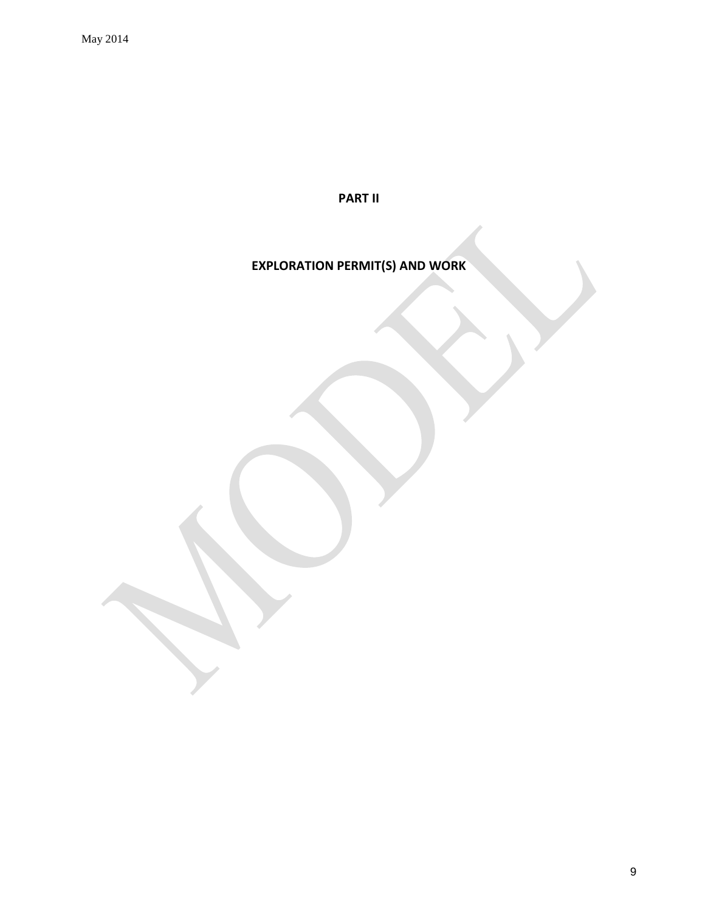# PART II

## EXPLORATION PERMIT(S) AND WORK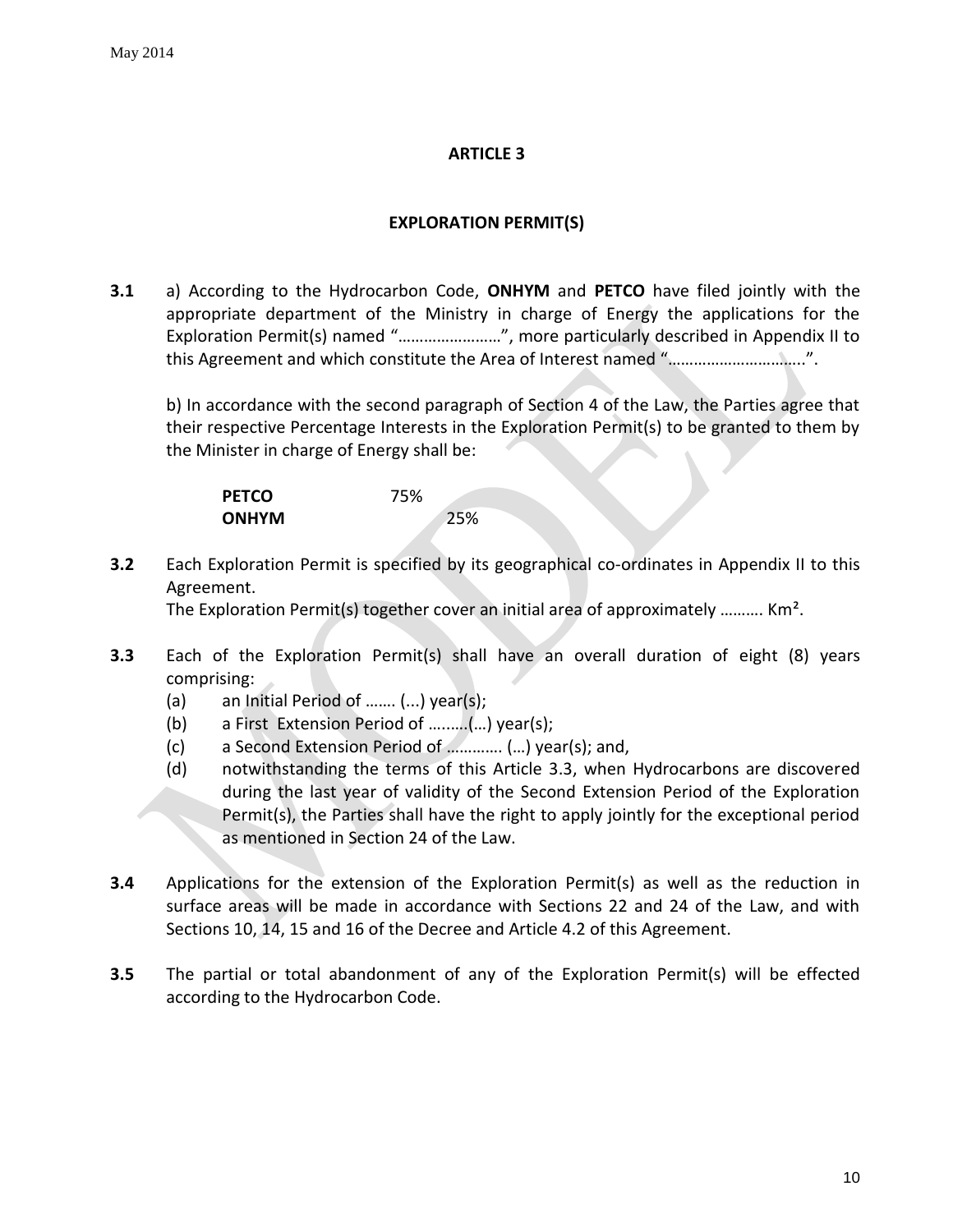## ARTICLE 3

### EXPLORATION PERMIT(S)

**3.1** a) According to the Hydrocarbon Code, **ONHYM** and **PETCO** have filed jointly with the appropriate department of the Ministry in charge of Energy the applications for the Exploration Permit(s) named "……………………", more particularly described in Appendix II to this Agreement and which constitute the Area of Interest named "…………………………..".

b) In accordance with the second paragraph of Section 4 of the Law, the Parties agree that their respective Percentage Interests in the Exploration Permit(s) to be granted to them by the Minister in charge of Energy shall be:

| | |
|---|---|
| **PETCO** | 75% |
| **ONHYM** | 25% |

**3.2** Each Exploration Permit is specified by its geographical co-ordinates in Appendix II to this Agreement.
The Exploration Permit(s) together cover an initial area of approximately ………. Km².

**3.3** Each of the Exploration Permit(s) shall have an overall duration of eight (8) years comprising:

(a) an Initial Period of ……. (...) year(s);

(b) a First Extension Period of ……..(…) year(s);

(c) a Second Extension Period of ………… (…) year(s); and,

(d) notwithstanding the terms of this Article 3.3, when Hydrocarbons are discovered during the last year of validity of the Second Extension Period of the Exploration Permit(s), the Parties shall have the right to apply jointly for the exceptional period as mentioned in Section 24 of the Law.

**3.4** Applications for the extension of the Exploration Permit(s) as well as the reduction in surface areas will be made in accordance with Sections 22 and 24 of the Law, and with Sections 10, 14, 15 and 16 of the Decree and Article 4.2 of this Agreement.

**3.5** The partial or total abandonment of any of the Exploration Permit(s) will be effected according to the Hydrocarbon Code.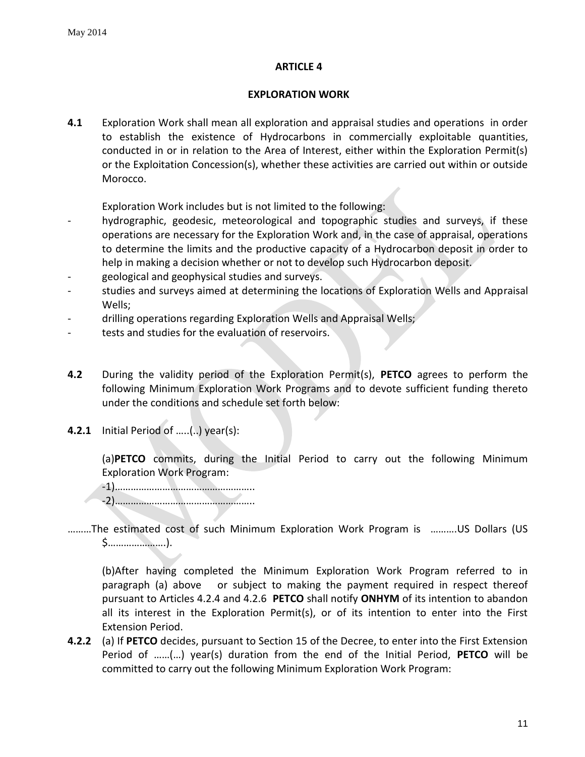## ARTICLE 4

## EXPLORATION WORK

**4.1** Exploration Work shall mean all exploration and appraisal studies and operations in order to establish the existence of Hydrocarbons in commercially exploitable quantities, conducted in or in relation to the Area of Interest, either within the Exploration Permit(s) or the Exploitation Concession(s), whether these activities are carried out within or outside Morocco.

Exploration Work includes but is not limited to the following:

- hydrographic, geodesic, meteorological and topographic studies and surveys, if these operations are necessary for the Exploration Work and, in the case of appraisal, operations to determine the limits and the productive capacity of a Hydrocarbon deposit in order to help in making a decision whether or not to develop such Hydrocarbon deposit.
- geological and geophysical studies and surveys.
- studies and surveys aimed at determining the locations of Exploration Wells and Appraisal Wells;
- drilling operations regarding Exploration Wells and Appraisal Wells;
- tests and studies for the evaluation of reservoirs.

**4.2** During the validity period of the Exploration Permit(s), **PETCO** agrees to perform the following Minimum Exploration Work Programs and to devote sufficient funding thereto under the conditions and schedule set forth below:

**4.2.1** Initial Period of …..(..) year(s):

(a)**PETCO** commits, during the Initial Period to carry out the following Minimum Exploration Work Program:

-1)……………………………………………..

-2)……………………………………………..

………The estimated cost of such Minimum Exploration Work Program is ……….US Dollars (US $………………….).

(b)After having completed the Minimum Exploration Work Program referred to in paragraph (a) above or subject to making the payment required in respect thereof pursuant to Articles 4.2.4 and 4.2.6 **PETCO** shall notify **ONHYM** of its intention to abandon all its interest in the Exploration Permit(s), or of its intention to enter into the First Extension Period.

**4.2.2** (a) If **PETCO** decides, pursuant to Section 15 of the Decree, to enter into the First Extension Period of ……(…) year(s) duration from the end of the Initial Period, **PETCO** will be committed to carry out the following Minimum Exploration Work Program: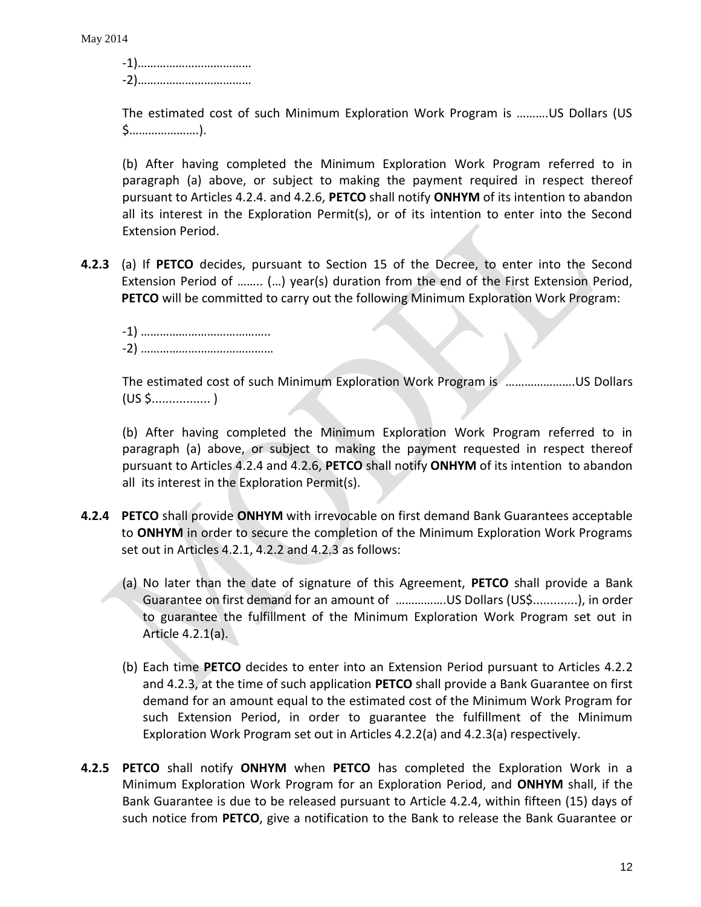-1)………………………………
-2)………………………………

The estimated cost of such Minimum Exploration Work Program is ……….US Dollars (US $………………….).

(b) After having completed the Minimum Exploration Work Program referred to in paragraph (a) above, or subject to making the payment required in respect thereof pursuant to Articles 4.2.4. and 4.2.6, **PETCO** shall notify **ONHYM** of its intention to abandon all its interest in the Exploration Permit(s), or of its intention to enter into the Second Extension Period.

**4.2.3** (a) If **PETCO** decides, pursuant to Section 15 of the Decree, to enter into the Second Extension Period of …….. (…) year(s) duration from the end of the First Extension Period, **PETCO** will be committed to carry out the following Minimum Exploration Work Program:

-1) …………………………………..
-2) ……………………………………

The estimated cost of such Minimum Exploration Work Program is ………………….US Dollars (US $................ )

(b) After having completed the Minimum Exploration Work Program referred to in paragraph (a) above, or subject to making the payment requested in respect thereof pursuant to Articles 4.2.4 and 4.2.6, **PETCO** shall notify **ONHYM** of its intention to abandon all its interest in the Exploration Permit(s).

**4.2.4** **PETCO** shall provide **ONHYM** with irrevocable on first demand Bank Guarantees acceptable to **ONHYM** in order to secure the completion of the Minimum Exploration Work Programs set out in Articles 4.2.1, 4.2.2 and 4.2.3 as follows:

(a) No later than the date of signature of this Agreement, **PETCO** shall provide a Bank Guarantee on first demand for an amount of …………….US Dollars (US$............), in order to guarantee the fulfillment of the Minimum Exploration Work Program set out in Article 4.2.1(a).

(b) Each time **PETCO** decides to enter into an Extension Period pursuant to Articles 4.2.2 and 4.2.3, at the time of such application **PETCO** shall provide a Bank Guarantee on first demand for an amount equal to the estimated cost of the Minimum Work Program for such Extension Period, in order to guarantee the fulfillment of the Minimum Exploration Work Program set out in Articles 4.2.2(a) and 4.2.3(a) respectively.

**4.2.5** **PETCO** shall notify **ONHYM** when **PETCO** has completed the Exploration Work in a Minimum Exploration Work Program for an Exploration Period, and **ONHYM** shall, if the Bank Guarantee is due to be released pursuant to Article 4.2.4, within fifteen (15) days of such notice from **PETCO**, give a notification to the Bank to release the Bank Guarantee or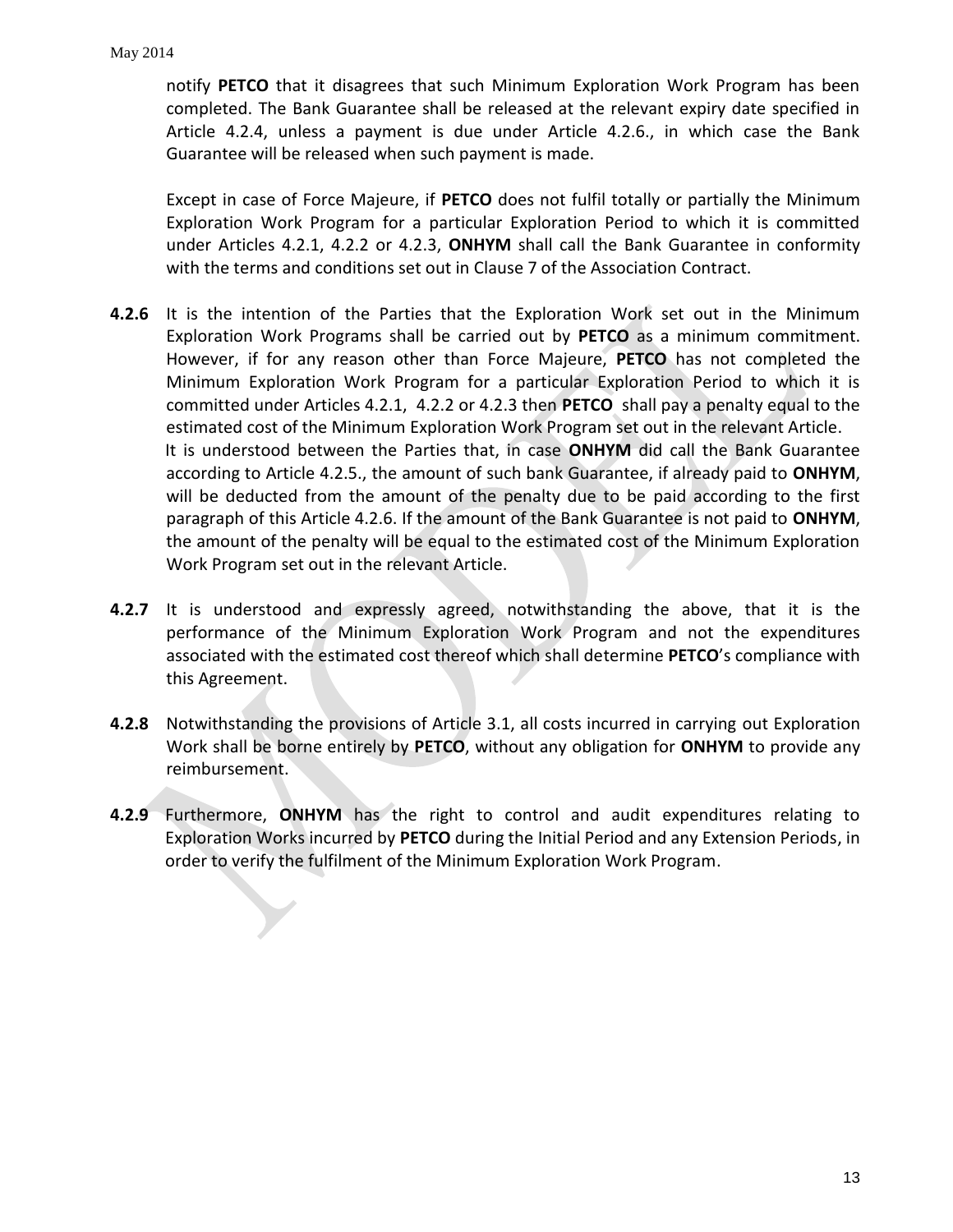notify **PETCO** that it disagrees that such Minimum Exploration Work Program has been completed. The Bank Guarantee shall be released at the relevant expiry date specified in Article 4.2.4, unless a payment is due under Article 4.2.6., in which case the Bank Guarantee will be released when such payment is made.

Except in case of Force Majeure, if **PETCO** does not fulfil totally or partially the Minimum Exploration Work Program for a particular Exploration Period to which it is committed under Articles 4.2.1, 4.2.2 or 4.2.3, **ONHYM** shall call the Bank Guarantee in conformity with the terms and conditions set out in Clause 7 of the Association Contract.

**4.2.6** It is the intention of the Parties that the Exploration Work set out in the Minimum Exploration Work Programs shall be carried out by **PETCO** as a minimum commitment. However, if for any reason other than Force Majeure, **PETCO** has not completed the Minimum Exploration Work Program for a particular Exploration Period to which it is committed under Articles 4.2.1, 4.2.2 or 4.2.3 then **PETCO** shall pay a penalty equal to the estimated cost of the Minimum Exploration Work Program set out in the relevant Article.
It is understood between the Parties that, in case **ONHYM** did call the Bank Guarantee according to Article 4.2.5., the amount of such bank Guarantee, if already paid to **ONHYM**, will be deducted from the amount of the penalty due to be paid according to the first paragraph of this Article 4.2.6. If the amount of the Bank Guarantee is not paid to **ONHYM**, the amount of the penalty will be equal to the estimated cost of the Minimum Exploration Work Program set out in the relevant Article.

**4.2.7** It is understood and expressly agreed, notwithstanding the above, that it is the performance of the Minimum Exploration Work Program and not the expenditures associated with the estimated cost thereof which shall determine **PETCO**'s compliance with this Agreement.

**4.2.8** Notwithstanding the provisions of Article 3.1, all costs incurred in carrying out Exploration Work shall be borne entirely by **PETCO**, without any obligation for **ONHYM** to provide any reimbursement.

**4.2.9** Furthermore, **ONHYM** has the right to control and audit expenditures relating to Exploration Works incurred by **PETCO** during the Initial Period and any Extension Periods, in order to verify the fulfilment of the Minimum Exploration Work Program.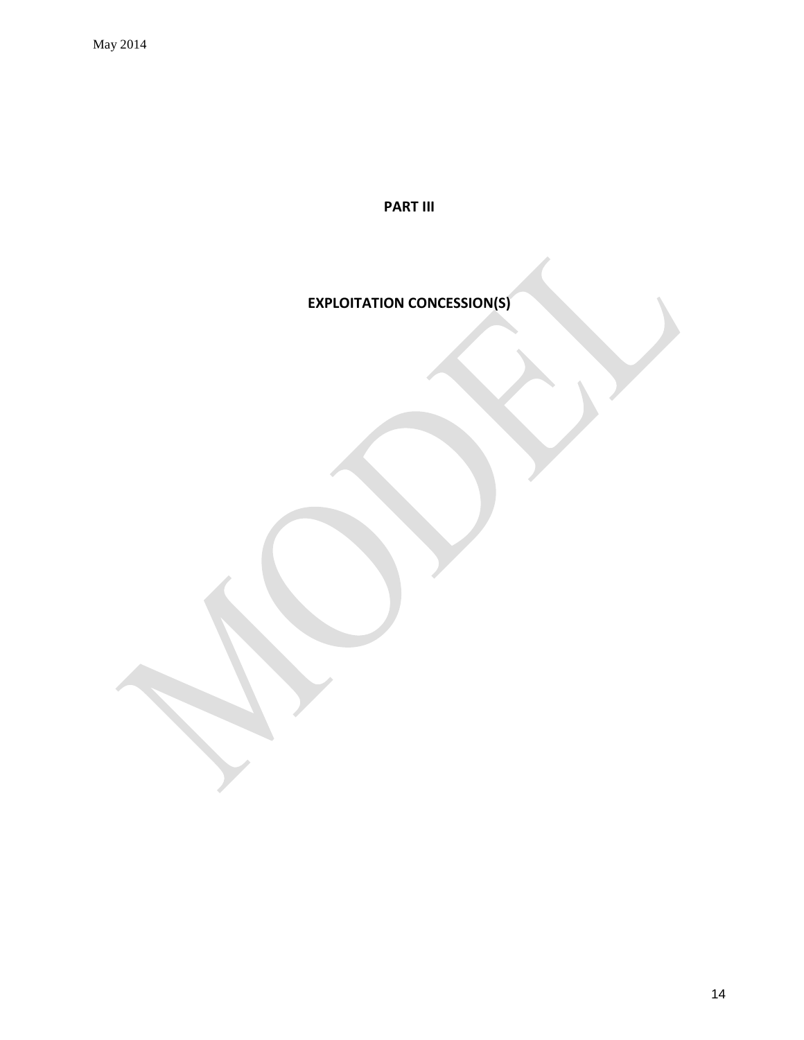# PART III

## EXPLOITATION CONCESSION(S)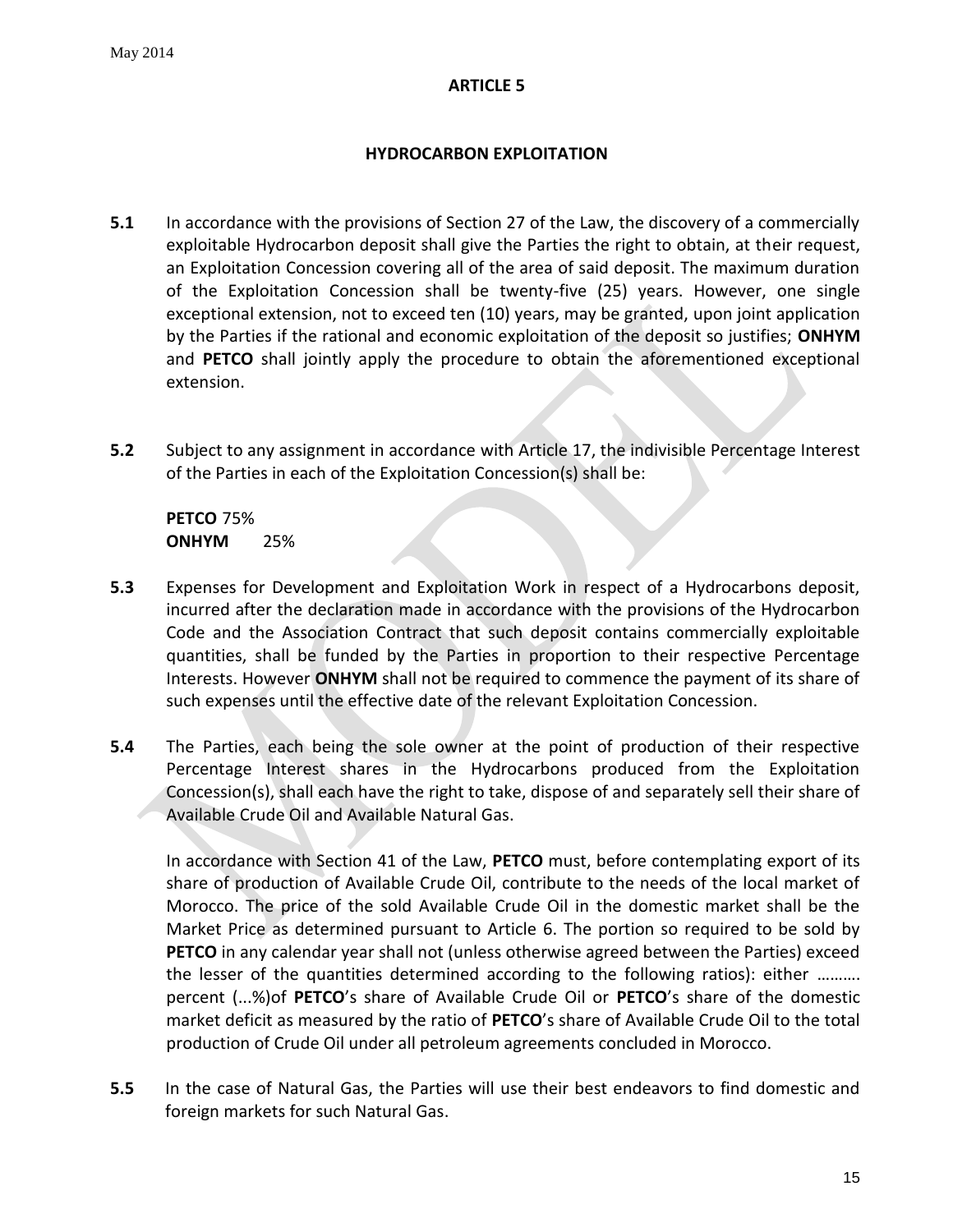## ARTICLE 5

### HYDROCARBON EXPLOITATION

**5.1** In accordance with the provisions of Section 27 of the Law, the discovery of a commercially exploitable Hydrocarbon deposit shall give the Parties the right to obtain, at their request, an Exploitation Concession covering all of the area of said deposit. The maximum duration of the Exploitation Concession shall be twenty-five (25) years. However, one single exceptional extension, not to exceed ten (10) years, may be granted, upon joint application by the Parties if the rational and economic exploitation of the deposit so justifies; **ONHYM** and **PETCO** shall jointly apply the procedure to obtain the aforementioned exceptional extension.

**5.2** Subject to any assignment in accordance with Article 17, the indivisible Percentage Interest of the Parties in each of the Exploitation Concession(s) shall be:

**PETCO** 75%
**ONHYM** 25%

**5.3** Expenses for Development and Exploitation Work in respect of a Hydrocarbons deposit, incurred after the declaration made in accordance with the provisions of the Hydrocarbon Code and the Association Contract that such deposit contains commercially exploitable quantities, shall be funded by the Parties in proportion to their respective Percentage Interests. However **ONHYM** shall not be required to commence the payment of its share of such expenses until the effective date of the relevant Exploitation Concession.

**5.4** The Parties, each being the sole owner at the point of production of their respective Percentage Interest shares in the Hydrocarbons produced from the Exploitation Concession(s), shall each have the right to take, dispose of and separately sell their share of Available Crude Oil and Available Natural Gas.

In accordance with Section 41 of the Law, **PETCO** must, before contemplating export of its share of production of Available Crude Oil, contribute to the needs of the local market of Morocco. The price of the sold Available Crude Oil in the domestic market shall be the Market Price as determined pursuant to Article 6. The portion so required to be sold by **PETCO** in any calendar year shall not (unless otherwise agreed between the Parties) exceed the lesser of the quantities determined according to the following ratios): either ………. percent (...%)of **PETCO**'s share of Available Crude Oil or **PETCO**'s share of the domestic market deficit as measured by the ratio of **PETCO**'s share of Available Crude Oil to the total production of Crude Oil under all petroleum agreements concluded in Morocco.

**5.5** In the case of Natural Gas, the Parties will use their best endeavors to find domestic and foreign markets for such Natural Gas.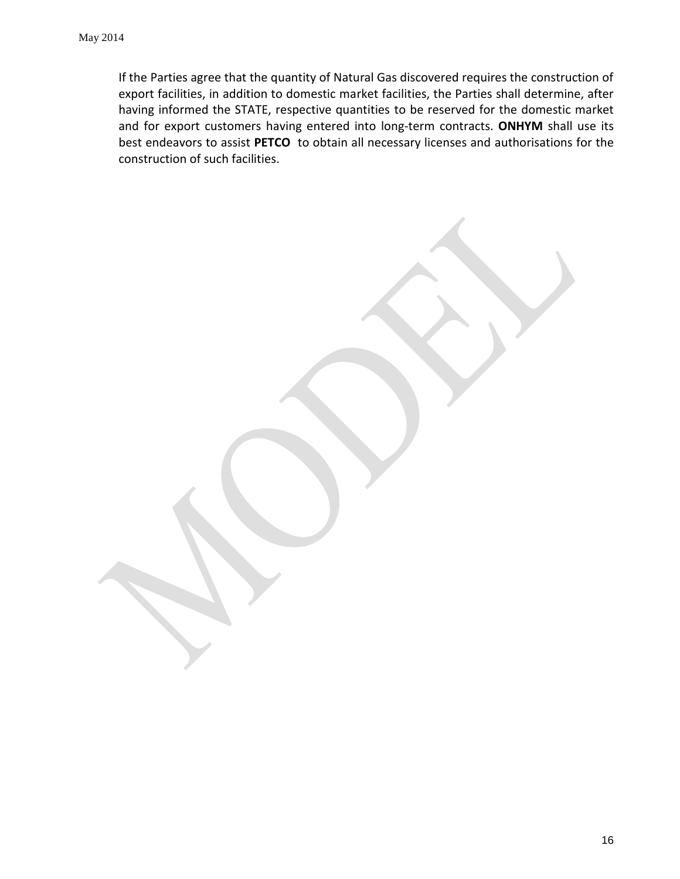If the Parties agree that the quantity of Natural Gas discovered requires the construction of export facilities, in addition to domestic market facilities, the Parties shall determine, after having informed the STATE, respective quantities to be reserved for the domestic market and for export customers having entered into long-term contracts. **ONHYM** shall use its best endeavors to assist **PETCO** to obtain all necessary licenses and authorisations for the construction of such facilities.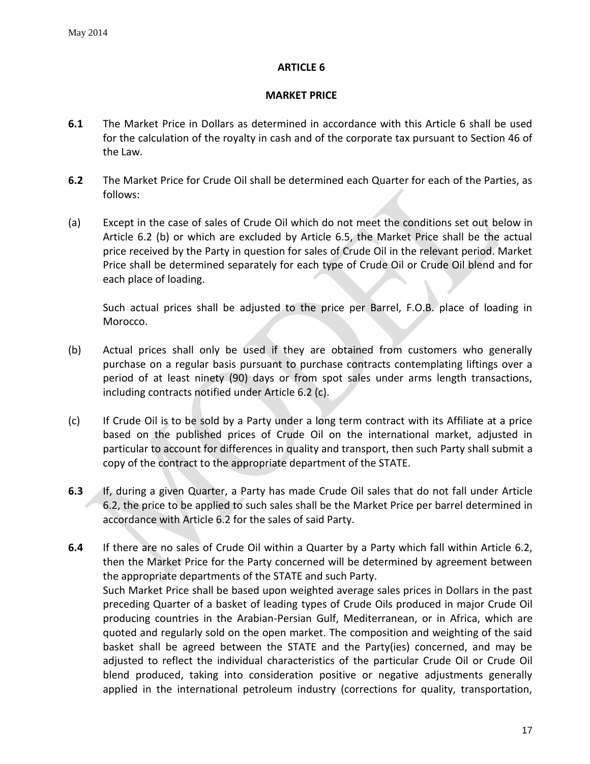## ARTICLE 6

## MARKET PRICE

**6.1** The Market Price in Dollars as determined in accordance with this Article 6 shall be used for the calculation of the royalty in cash and of the corporate tax pursuant to Section 46 of the Law.

**6.2** The Market Price for Crude Oil shall be determined each Quarter for each of the Parties, as follows:

(a) Except in the case of sales of Crude Oil which do not meet the conditions set out below in Article 6.2 (b) or which are excluded by Article 6.5, the Market Price shall be the actual price received by the Party in question for sales of Crude Oil in the relevant period. Market Price shall be determined separately for each type of Crude Oil or Crude Oil blend and for each place of loading.

Such actual prices shall be adjusted to the price per Barrel, F.O.B. place of loading in Morocco.

(b) Actual prices shall only be used if they are obtained from customers who generally purchase on a regular basis pursuant to purchase contracts contemplating liftings over a period of at least ninety (90) days or from spot sales under arms length transactions, including contracts notified under Article 6.2 (c).

(c) If Crude Oil is to be sold by a Party under a long term contract with its Affiliate at a price based on the published prices of Crude Oil on the international market, adjusted in particular to account for differences in quality and transport, then such Party shall submit a copy of the contract to the appropriate department of the STATE.

**6.3** If, during a given Quarter, a Party has made Crude Oil sales that do not fall under Article 6.2, the price to be applied to such sales shall be the Market Price per barrel determined in accordance with Article 6.2 for the sales of said Party.

**6.4** If there are no sales of Crude Oil within a Quarter by a Party which fall within Article 6.2, then the Market Price for the Party concerned will be determined by agreement between the appropriate departments of the STATE and such Party.

Such Market Price shall be based upon weighted average sales prices in Dollars in the past preceding Quarter of a basket of leading types of Crude Oils produced in major Crude Oil producing countries in the Arabian-Persian Gulf, Mediterranean, or in Africa, which are quoted and regularly sold on the open market. The composition and weighting of the said basket shall be agreed between the STATE and the Party(ies) concerned, and may be adjusted to reflect the individual characteristics of the particular Crude Oil or Crude Oil blend produced, taking into consideration positive or negative adjustments generally applied in the international petroleum industry (corrections for quality, transportation,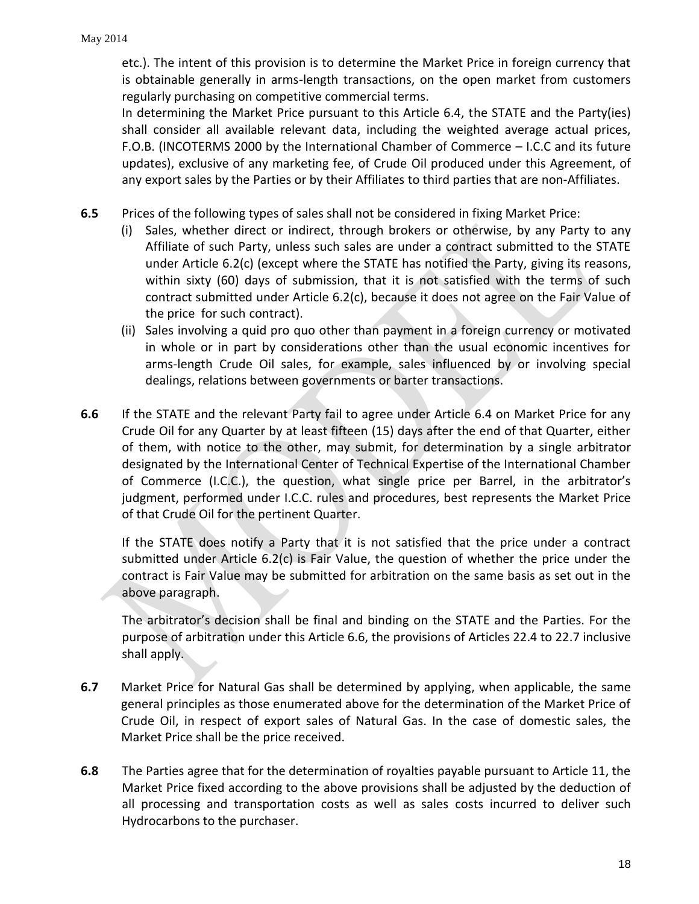etc.). The intent of this provision is to determine the Market Price in foreign currency that is obtainable generally in arms-length transactions, on the open market from customers regularly purchasing on competitive commercial terms.

In determining the Market Price pursuant to this Article 6.4, the STATE and the Party(ies) shall consider all available relevant data, including the weighted average actual prices, F.O.B. (INCOTERMS 2000 by the International Chamber of Commerce – I.C.C and its future updates), exclusive of any marketing fee, of Crude Oil produced under this Agreement, of any export sales by the Parties or by their Affiliates to third parties that are non-Affiliates.

**6.5** Prices of the following types of sales shall not be considered in fixing Market Price:

(i) Sales, whether direct or indirect, through brokers or otherwise, by any Party to any Affiliate of such Party, unless such sales are under a contract submitted to the STATE under Article 6.2(c) (except where the STATE has notified the Party, giving its reasons, within sixty (60) days of submission, that it is not satisfied with the terms of such contract submitted under Article 6.2(c), because it does not agree on the Fair Value of the price for such contract).

(ii) Sales involving a quid pro quo other than payment in a foreign currency or motivated in whole or in part by considerations other than the usual economic incentives for arms-length Crude Oil sales, for example, sales influenced by or involving special dealings, relations between governments or barter transactions.

**6.6** If the STATE and the relevant Party fail to agree under Article 6.4 on Market Price for any Crude Oil for any Quarter by at least fifteen (15) days after the end of that Quarter, either of them, with notice to the other, may submit, for determination by a single arbitrator designated by the International Center of Technical Expertise of the International Chamber of Commerce (I.C.C.), the question, what single price per Barrel, in the arbitrator's judgment, performed under I.C.C. rules and procedures, best represents the Market Price of that Crude Oil for the pertinent Quarter.

If the STATE does notify a Party that it is not satisfied that the price under a contract submitted under Article 6.2(c) is Fair Value, the question of whether the price under the contract is Fair Value may be submitted for arbitration on the same basis as set out in the above paragraph.

The arbitrator's decision shall be final and binding on the STATE and the Parties. For the purpose of arbitration under this Article 6.6, the provisions of Articles 22.4 to 22.7 inclusive shall apply.

**6.7** Market Price for Natural Gas shall be determined by applying, when applicable, the same general principles as those enumerated above for the determination of the Market Price of Crude Oil, in respect of export sales of Natural Gas. In the case of domestic sales, the Market Price shall be the price received.

**6.8** The Parties agree that for the determination of royalties payable pursuant to Article 11, the Market Price fixed according to the above provisions shall be adjusted by the deduction of all processing and transportation costs as well as sales costs incurred to deliver such Hydrocarbons to the purchaser.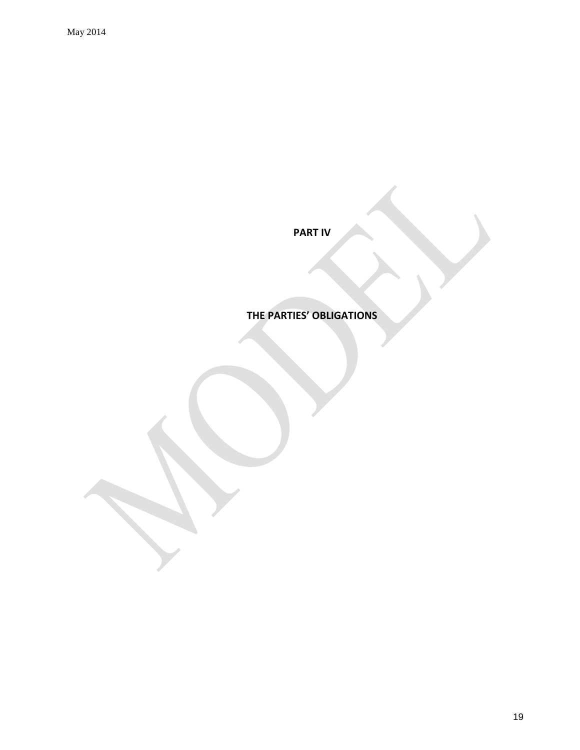# PART IV

# THE PARTIES' OBLIGATIONS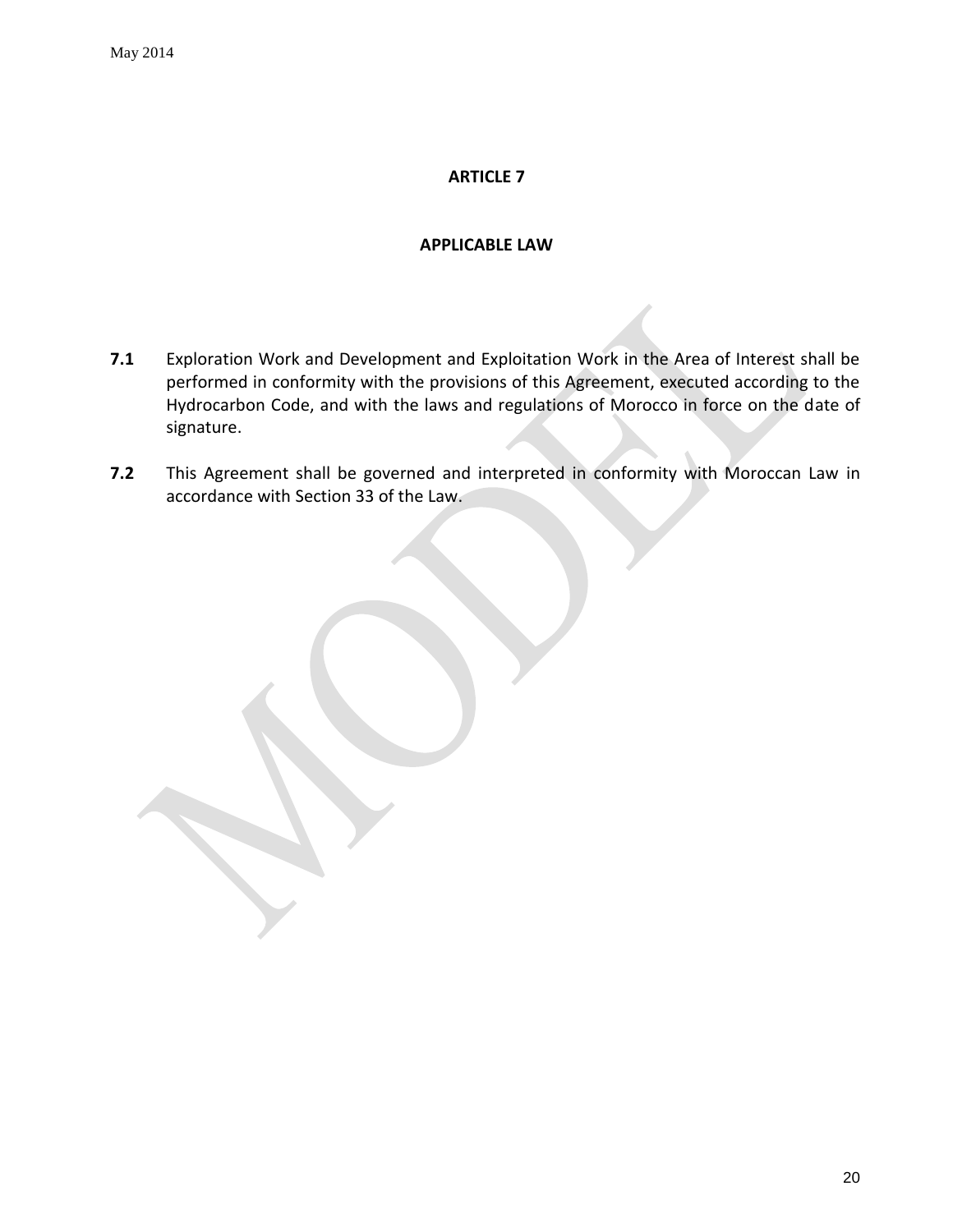## ARTICLE 7

## APPLICABLE LAW

**7.1** Exploration Work and Development and Exploitation Work in the Area of Interest shall be performed in conformity with the provisions of this Agreement, executed according to the Hydrocarbon Code, and with the laws and regulations of Morocco in force on the date of signature.

**7.2** This Agreement shall be governed and interpreted in conformity with Moroccan Law in accordance with Section 33 of the Law.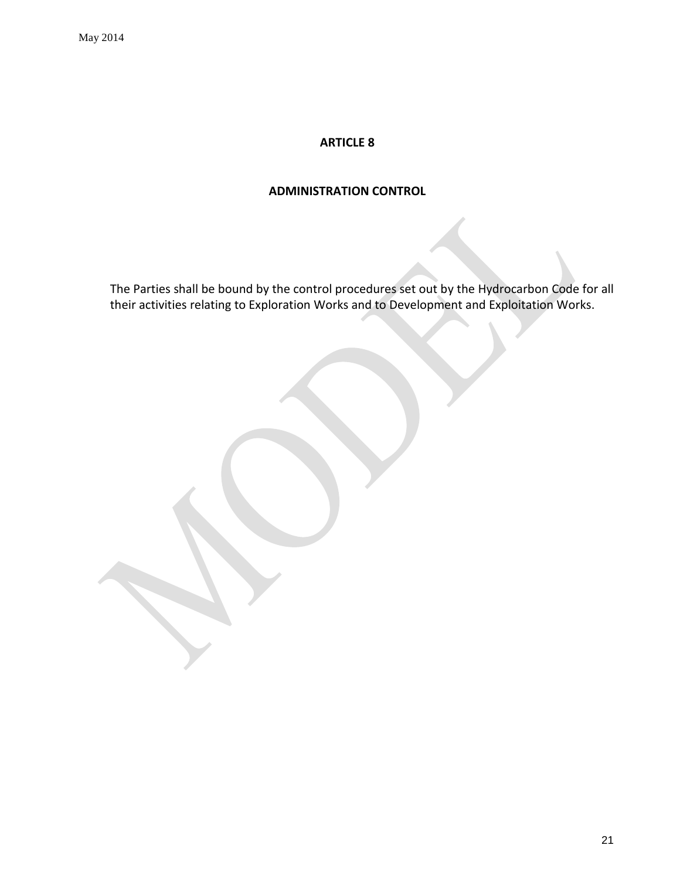## ARTICLE 8

## ADMINISTRATION CONTROL

The Parties shall be bound by the control procedures set out by the Hydrocarbon Code for all their activities relating to Exploration Works and to Development and Exploitation Works.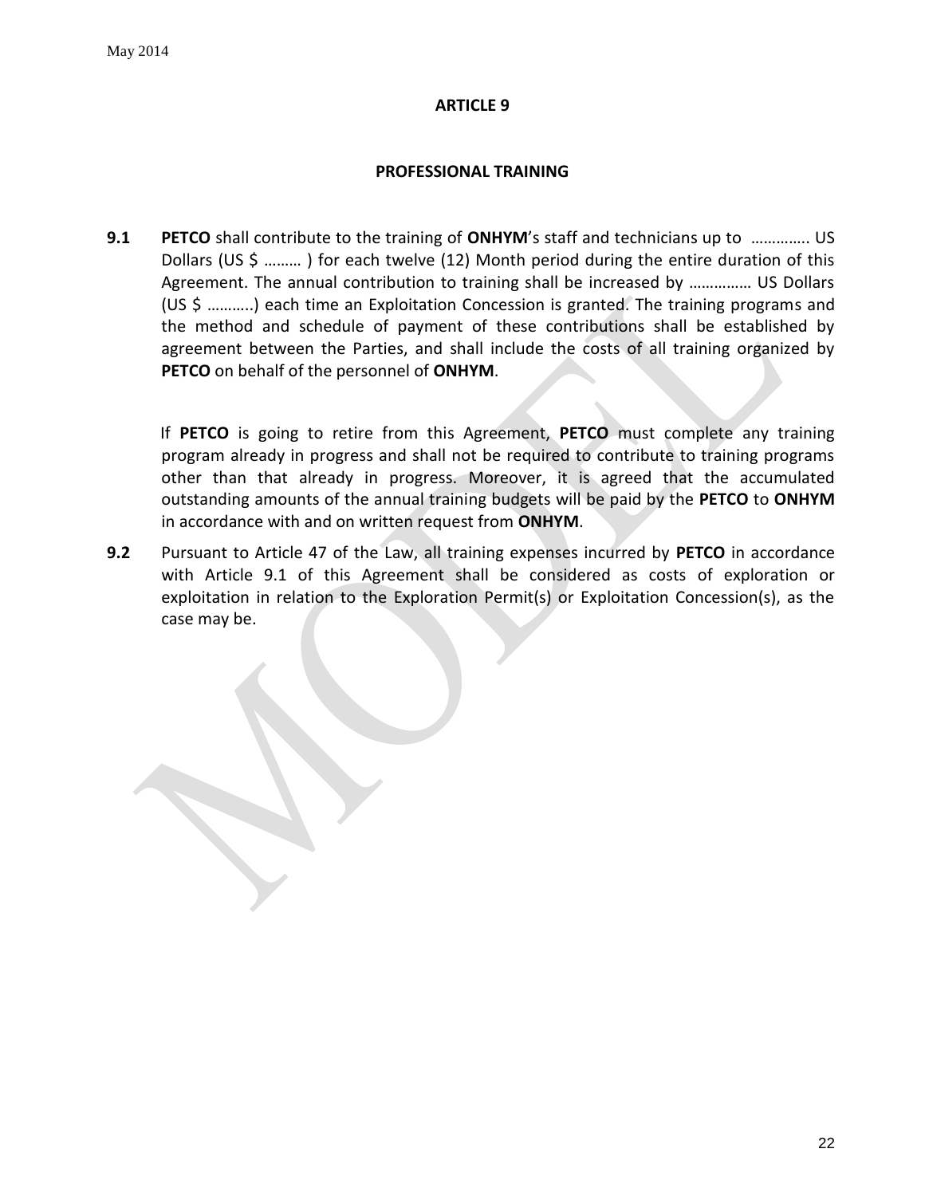## ARTICLE 9

### PROFESSIONAL TRAINING

**9.1** **PETCO** shall contribute to the training of **ONHYM**'s staff and technicians up to …………. US Dollars (US $ ……… ) for each twelve (12) Month period during the entire duration of this Agreement. The annual contribution to training shall be increased by …………… US Dollars (US $ ………..) each time an Exploitation Concession is granted. The training programs and the method and schedule of payment of these contributions shall be established by agreement between the Parties, and shall include the costs of all training organized by **PETCO** on behalf of the personnel of **ONHYM**.

If **PETCO** is going to retire from this Agreement, **PETCO** must complete any training program already in progress and shall not be required to contribute to training programs other than that already in progress. Moreover, it is agreed that the accumulated outstanding amounts of the annual training budgets will be paid by the **PETCO** to **ONHYM** in accordance with and on written request from **ONHYM**.

**9.2** Pursuant to Article 47 of the Law, all training expenses incurred by **PETCO** in accordance with Article 9.1 of this Agreement shall be considered as costs of exploration or exploitation in relation to the Exploration Permit(s) or Exploitation Concession(s), as the case may be.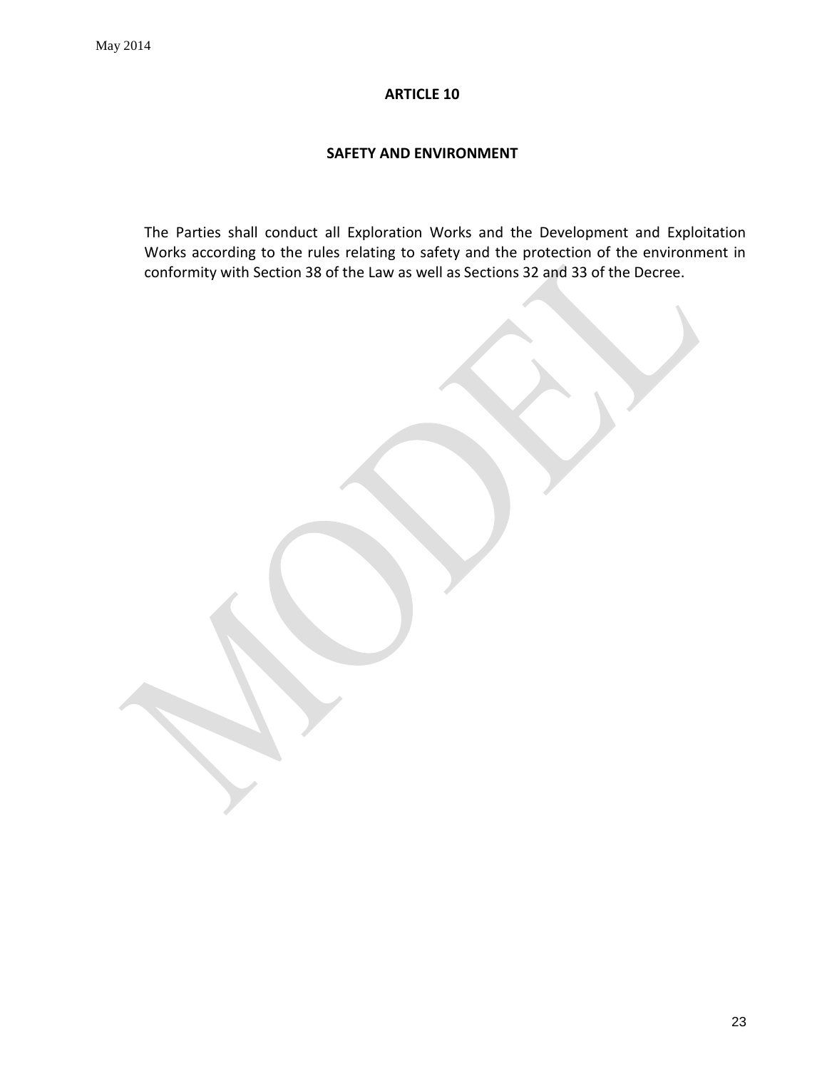# ARTICLE 10

## SAFETY AND ENVIRONMENT

The Parties shall conduct all Exploration Works and the Development and Exploitation Works according to the rules relating to safety and the protection of the environment in conformity with Section 38 of the Law as well as Sections 32 and 33 of the Decree.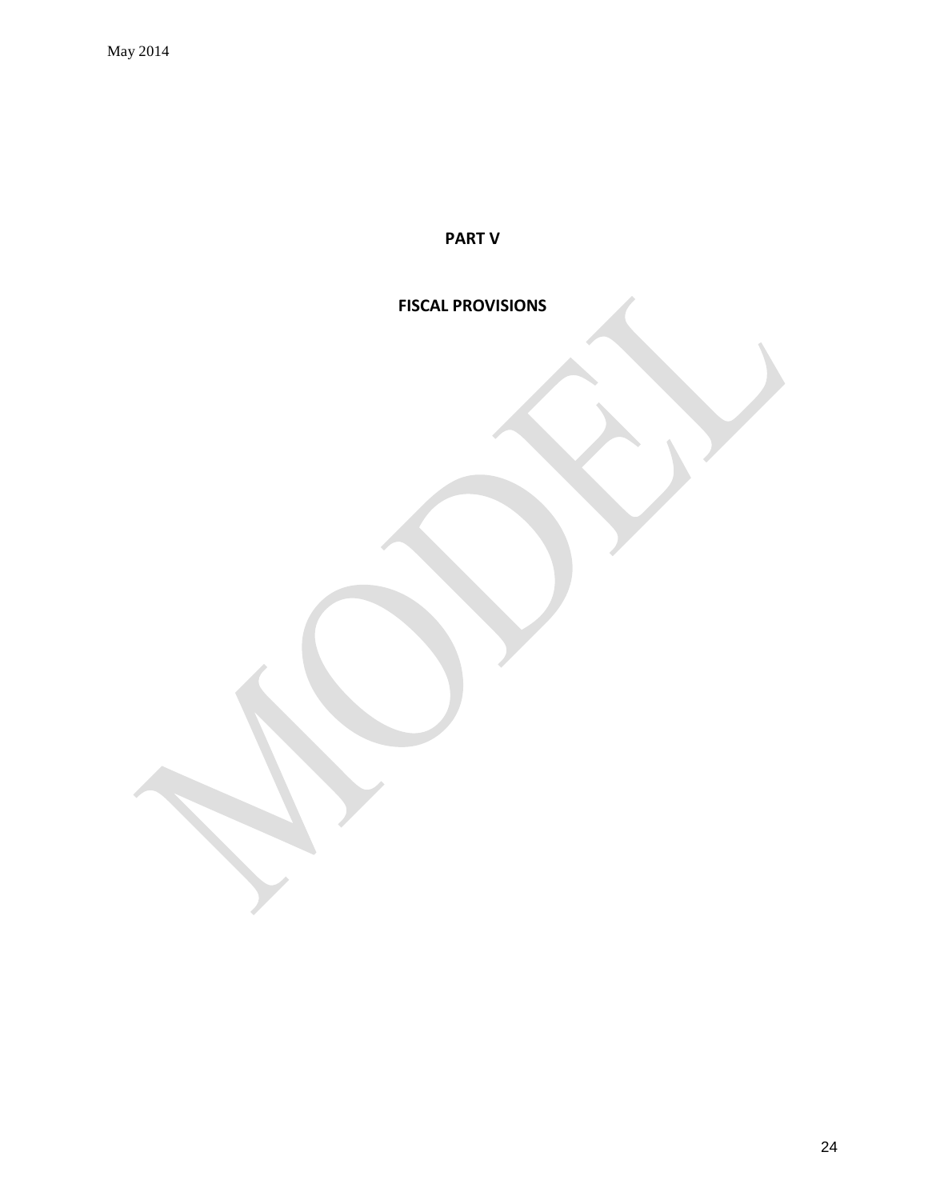# PART V

## FISCAL PROVISIONS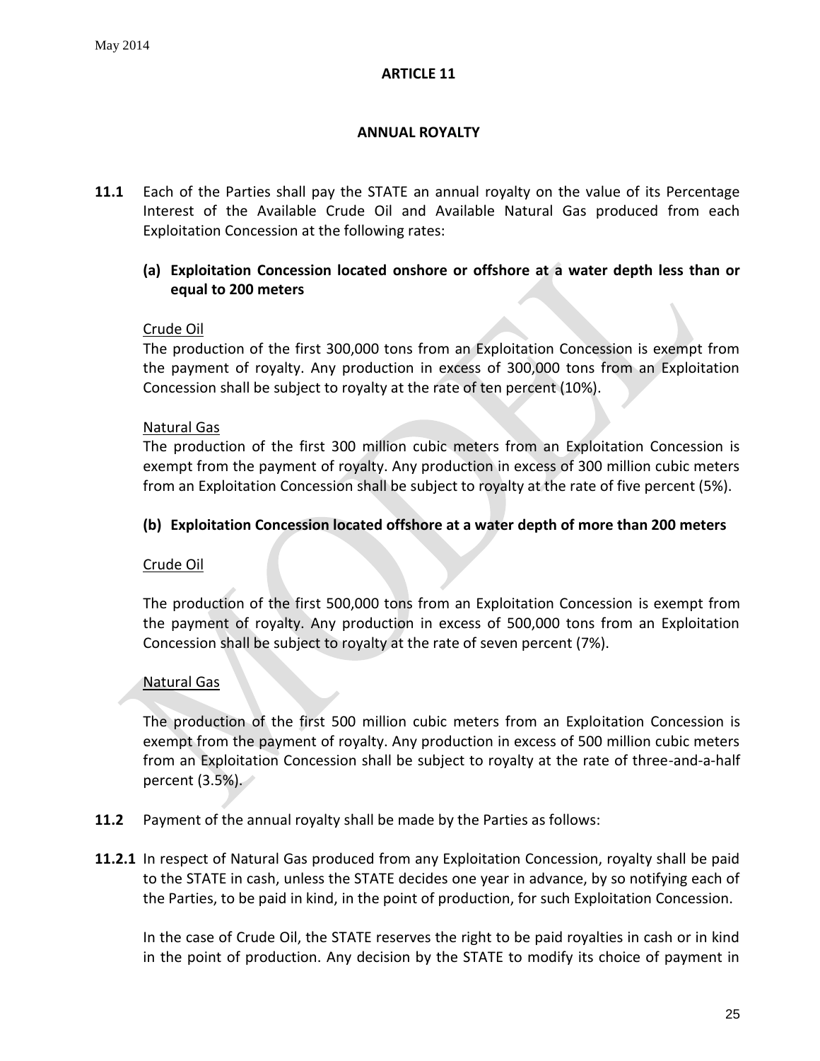## ARTICLE 11

### ANNUAL ROYALTY

**11.1** Each of the Parties shall pay the STATE an annual royalty on the value of its Percentage Interest of the Available Crude Oil and Available Natural Gas produced from each Exploitation Concession at the following rates:

**(a) Exploitation Concession located onshore or offshore at a water depth less than or equal to 200 meters**

Crude Oil
The production of the first 300,000 tons from an Exploitation Concession is exempt from the payment of royalty. Any production in excess of 300,000 tons from an Exploitation Concession shall be subject to royalty at the rate of ten percent (10%).

Natural Gas
The production of the first 300 million cubic meters from an Exploitation Concession is exempt from the payment of royalty. Any production in excess of 300 million cubic meters from an Exploitation Concession shall be subject to royalty at the rate of five percent (5%).

**(b) Exploitation Concession located offshore at a water depth of more than 200 meters**

Crude Oil

The production of the first 500,000 tons from an Exploitation Concession is exempt from the payment of royalty. Any production in excess of 500,000 tons from an Exploitation Concession shall be subject to royalty at the rate of seven percent (7%).

Natural Gas

The production of the first 500 million cubic meters from an Exploitation Concession is exempt from the payment of royalty. Any production in excess of 500 million cubic meters from an Exploitation Concession shall be subject to royalty at the rate of three-and-a-half percent (3.5%).

**11.2** Payment of the annual royalty shall be made by the Parties as follows:

**11.2.1** In respect of Natural Gas produced from any Exploitation Concession, royalty shall be paid to the STATE in cash, unless the STATE decides one year in advance, by so notifying each of the Parties, to be paid in kind, in the point of production, for such Exploitation Concession.

In the case of Crude Oil, the STATE reserves the right to be paid royalties in cash or in kind in the point of production. Any decision by the STATE to modify its choice of payment in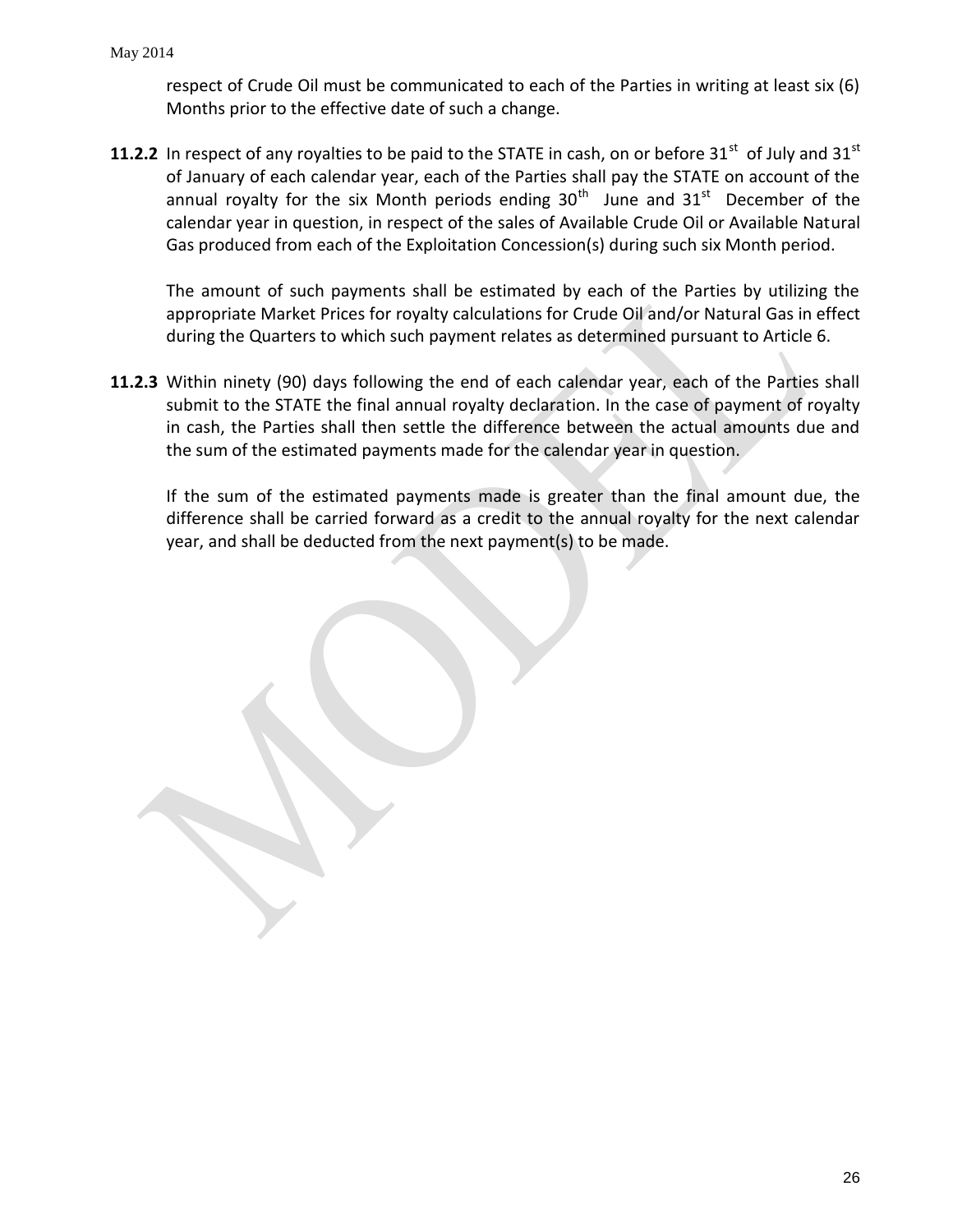respect of Crude Oil must be communicated to each of the Parties in writing at least six (6) Months prior to the effective date of such a change.

**11.2.2** In respect of any royalties to be paid to the STATE in cash, on or before 31st of July and 31st of January of each calendar year, each of the Parties shall pay the STATE on account of the annual royalty for the six Month periods ending 30th June and 31st December of the calendar year in question, in respect of the sales of Available Crude Oil or Available Natural Gas produced from each of the Exploitation Concession(s) during such six Month period.

The amount of such payments shall be estimated by each of the Parties by utilizing the appropriate Market Prices for royalty calculations for Crude Oil and/or Natural Gas in effect during the Quarters to which such payment relates as determined pursuant to Article 6.

**11.2.3** Within ninety (90) days following the end of each calendar year, each of the Parties shall submit to the STATE the final annual royalty declaration. In the case of payment of royalty in cash, the Parties shall then settle the difference between the actual amounts due and the sum of the estimated payments made for the calendar year in question.

If the sum of the estimated payments made is greater than the final amount due, the difference shall be carried forward as a credit to the annual royalty for the next calendar year, and shall be deducted from the next payment(s) to be made.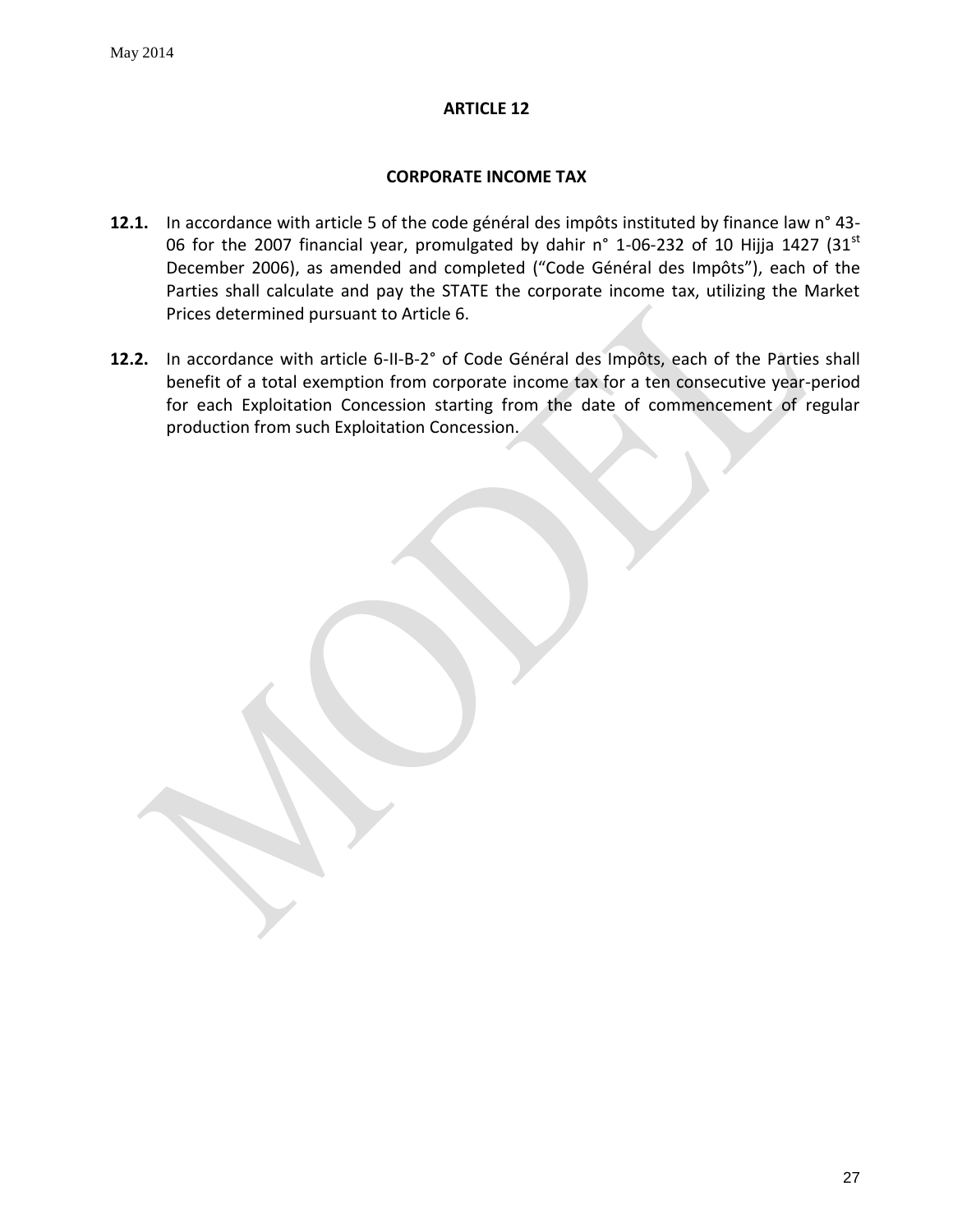## ARTICLE 12

### CORPORATE INCOME TAX

**12.1.** In accordance with article 5 of the code général des impôts instituted by finance law n° 43-06 for the 2007 financial year, promulgated by dahir n° 1-06-232 of 10 Hijja 1427 (31st December 2006), as amended and completed ("Code Général des Impôts"), each of the Parties shall calculate and pay the STATE the corporate income tax, utilizing the Market Prices determined pursuant to Article 6.

**12.2.** In accordance with article 6-II-B-2° of Code Général des Impôts, each of the Parties shall benefit of a total exemption from corporate income tax for a ten consecutive year-period for each Exploitation Concession starting from the date of commencement of regular production from such Exploitation Concession.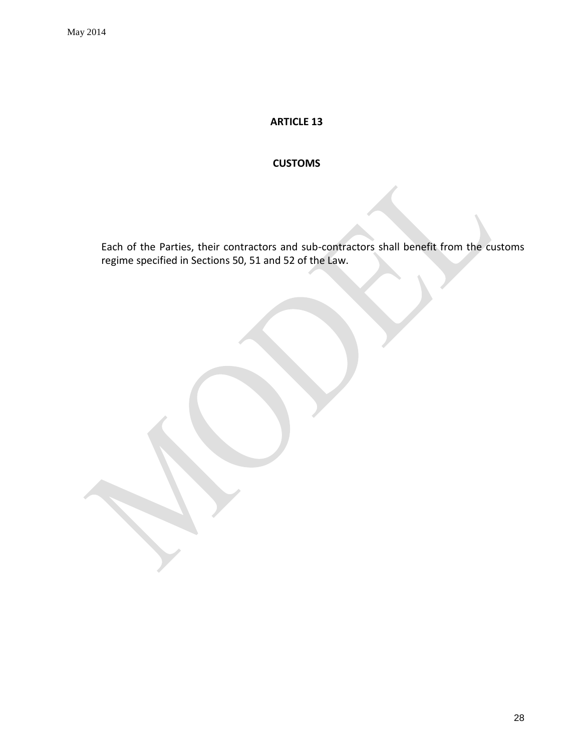## ARTICLE 13

## CUSTOMS

Each of the Parties, their contractors and sub-contractors shall benefit from the customs regime specified in Sections 50, 51 and 52 of the Law.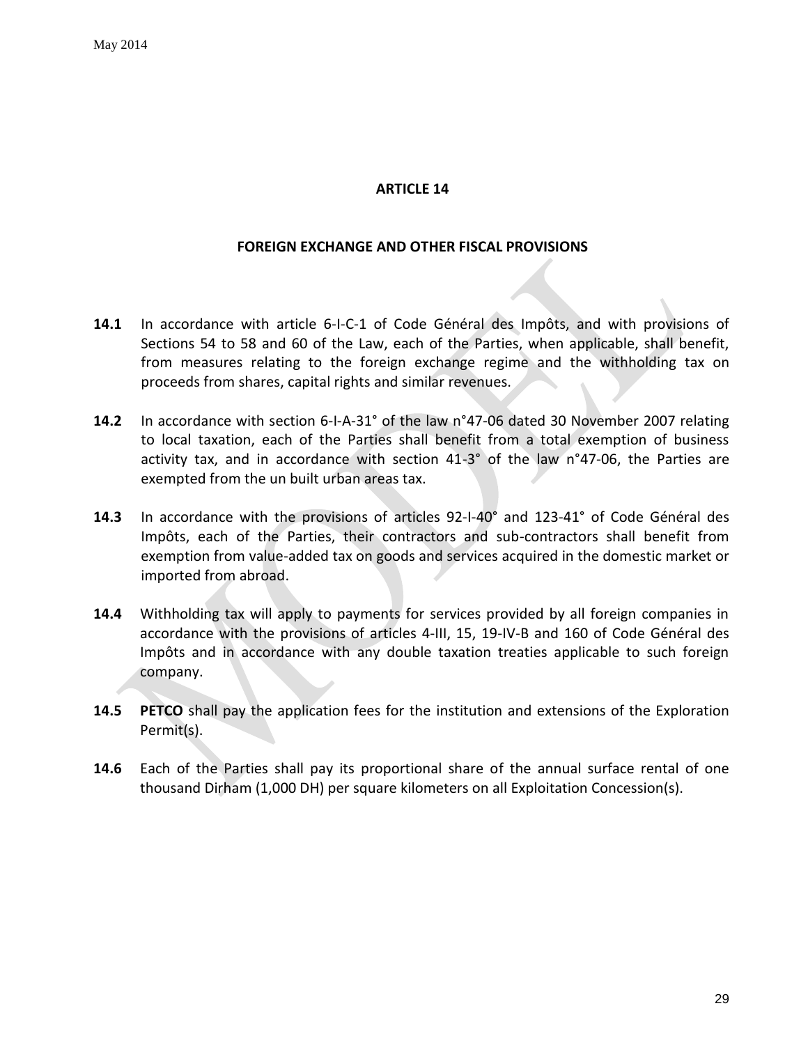## ARTICLE 14

### FOREIGN EXCHANGE AND OTHER FISCAL PROVISIONS

**14.1** In accordance with article 6-I-C-1 of Code Général des Impôts, and with provisions of Sections 54 to 58 and 60 of the Law, each of the Parties, when applicable, shall benefit, from measures relating to the foreign exchange regime and the withholding tax on proceeds from shares, capital rights and similar revenues.

**14.2** In accordance with section 6-I-A-31° of the law n°47-06 dated 30 November 2007 relating to local taxation, each of the Parties shall benefit from a total exemption of business activity tax, and in accordance with section 41-3° of the law n°47-06, the Parties are exempted from the un built urban areas tax.

**14.3** In accordance with the provisions of articles 92-I-40° and 123-41° of Code Général des Impôts, each of the Parties, their contractors and sub-contractors shall benefit from exemption from value-added tax on goods and services acquired in the domestic market or imported from abroad.

**14.4** Withholding tax will apply to payments for services provided by all foreign companies in accordance with the provisions of articles 4-III, 15, 19-IV-B and 160 of Code Général des Impôts and in accordance with any double taxation treaties applicable to such foreign company.

**14.5** **PETCO** shall pay the application fees for the institution and extensions of the Exploration Permit(s).

**14.6** Each of the Parties shall pay its proportional share of the annual surface rental of one thousand Dirham (1,000 DH) per square kilometers on all Exploitation Concession(s).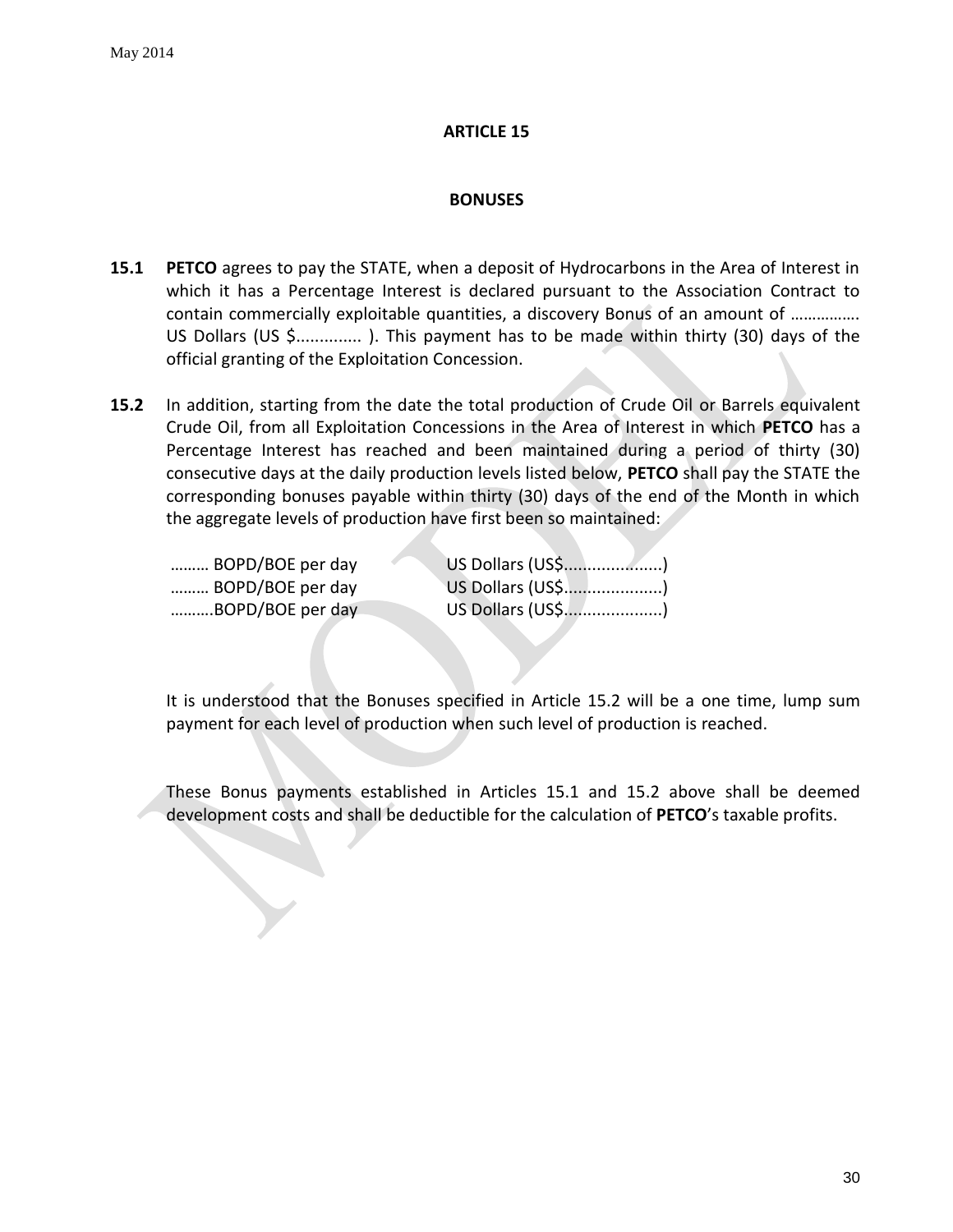# ARTICLE 15

## BONUSES

**15.1** **PETCO** agrees to pay the STATE, when a deposit of Hydrocarbons in the Area of Interest in which it has a Percentage Interest is declared pursuant to the Association Contract to contain commercially exploitable quantities, a discovery Bonus of an amount of ……………. US Dollars (US $............. ). This payment has to be made within thirty (30) days of the official granting of the Exploitation Concession.

**15.2** In addition, starting from the date the total production of Crude Oil or Barrels equivalent Crude Oil, from all Exploitation Concessions in the Area of Interest in which **PETCO** has a Percentage Interest has reached and been maintained during a period of thirty (30) consecutive days at the daily production levels listed below, **PETCO** shall pay the STATE the corresponding bonuses payable within thirty (30) days of the end of the Month in which the aggregate levels of production have first been so maintained:

| | |
|---|---|
| ……… BOPD/BOE per day | US Dollars (US$....................) |
| ……… BOPD/BOE per day | US Dollars (US$....................) |
| ……….BOPD/BOE per day | US Dollars (US$....................) |

It is understood that the Bonuses specified in Article 15.2 will be a one time, lump sum payment for each level of production when such level of production is reached.

These Bonus payments established in Articles 15.1 and 15.2 above shall be deemed development costs and shall be deductible for the calculation of **PETCO**'s taxable profits.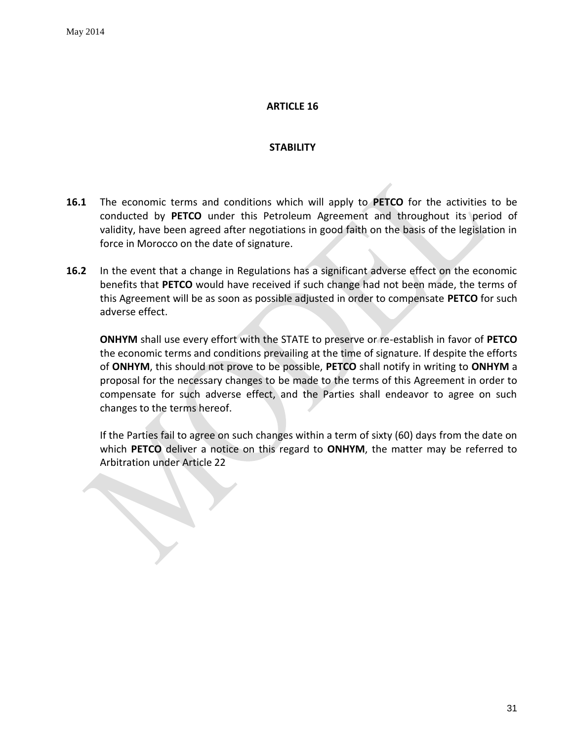## ARTICLE 16

## STABILITY

**16.1** The economic terms and conditions which will apply to **PETCO** for the activities to be conducted by **PETCO** under this Petroleum Agreement and throughout its period of validity, have been agreed after negotiations in good faith on the basis of the legislation in force in Morocco on the date of signature.

**16.2** In the event that a change in Regulations has a significant adverse effect on the economic benefits that **PETCO** would have received if such change had not been made, the terms of this Agreement will be as soon as possible adjusted in order to compensate **PETCO** for such adverse effect.

**ONHYM** shall use every effort with the STATE to preserve or re-establish in favor of **PETCO** the economic terms and conditions prevailing at the time of signature. If despite the efforts of **ONHYM**, this should not prove to be possible, **PETCO** shall notify in writing to **ONHYM** a proposal for the necessary changes to be made to the terms of this Agreement in order to compensate for such adverse effect, and the Parties shall endeavor to agree on such changes to the terms hereof.

If the Parties fail to agree on such changes within a term of sixty (60) days from the date on which **PETCO** deliver a notice on this regard to **ONHYM**, the matter may be referred to Arbitration under Article 22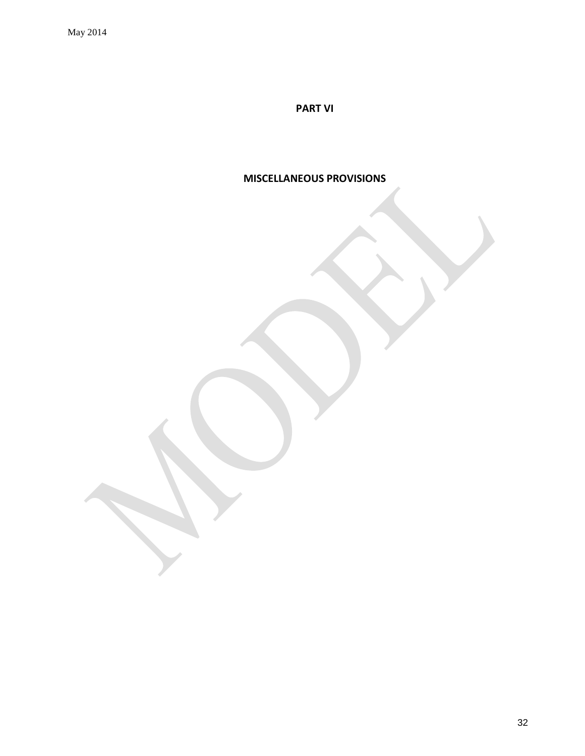# PART VI

## MISCELLANEOUS PROVISIONS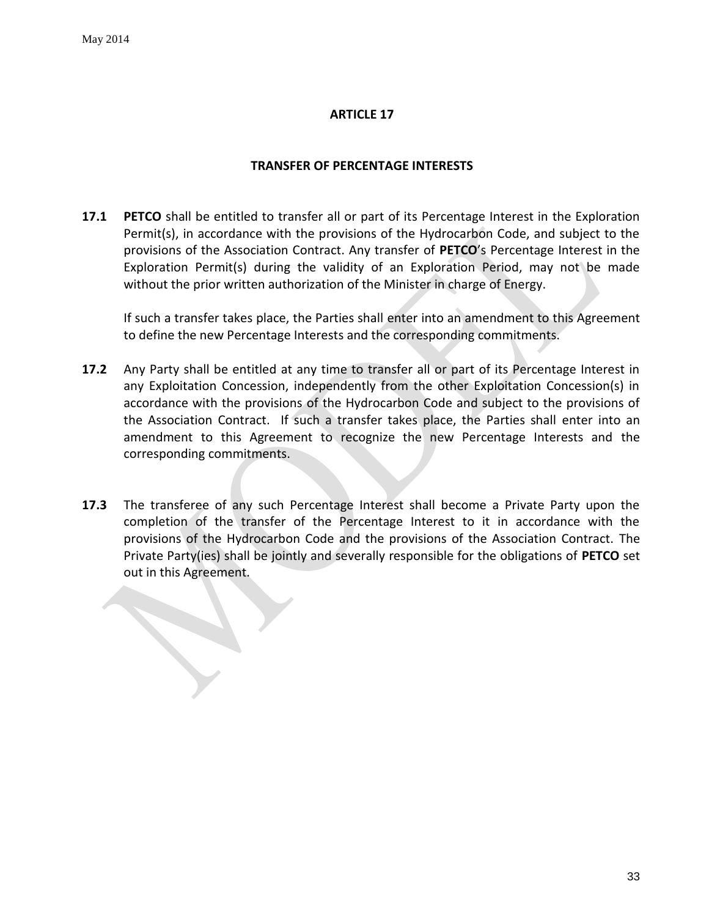## ARTICLE 17

## TRANSFER OF PERCENTAGE INTERESTS

**17.1** **PETCO** shall be entitled to transfer all or part of its Percentage Interest in the Exploration Permit(s), in accordance with the provisions of the Hydrocarbon Code, and subject to the provisions of the Association Contract. Any transfer of **PETCO**'s Percentage Interest in the Exploration Permit(s) during the validity of an Exploration Period, may not be made without the prior written authorization of the Minister in charge of Energy.

If such a transfer takes place, the Parties shall enter into an amendment to this Agreement to define the new Percentage Interests and the corresponding commitments.

**17.2** Any Party shall be entitled at any time to transfer all or part of its Percentage Interest in any Exploitation Concession, independently from the other Exploitation Concession(s) in accordance with the provisions of the Hydrocarbon Code and subject to the provisions of the Association Contract. If such a transfer takes place, the Parties shall enter into an amendment to this Agreement to recognize the new Percentage Interests and the corresponding commitments.

**17.3** The transferee of any such Percentage Interest shall become a Private Party upon the completion of the transfer of the Percentage Interest to it in accordance with the provisions of the Hydrocarbon Code and the provisions of the Association Contract. The Private Party(ies) shall be jointly and severally responsible for the obligations of **PETCO** set out in this Agreement.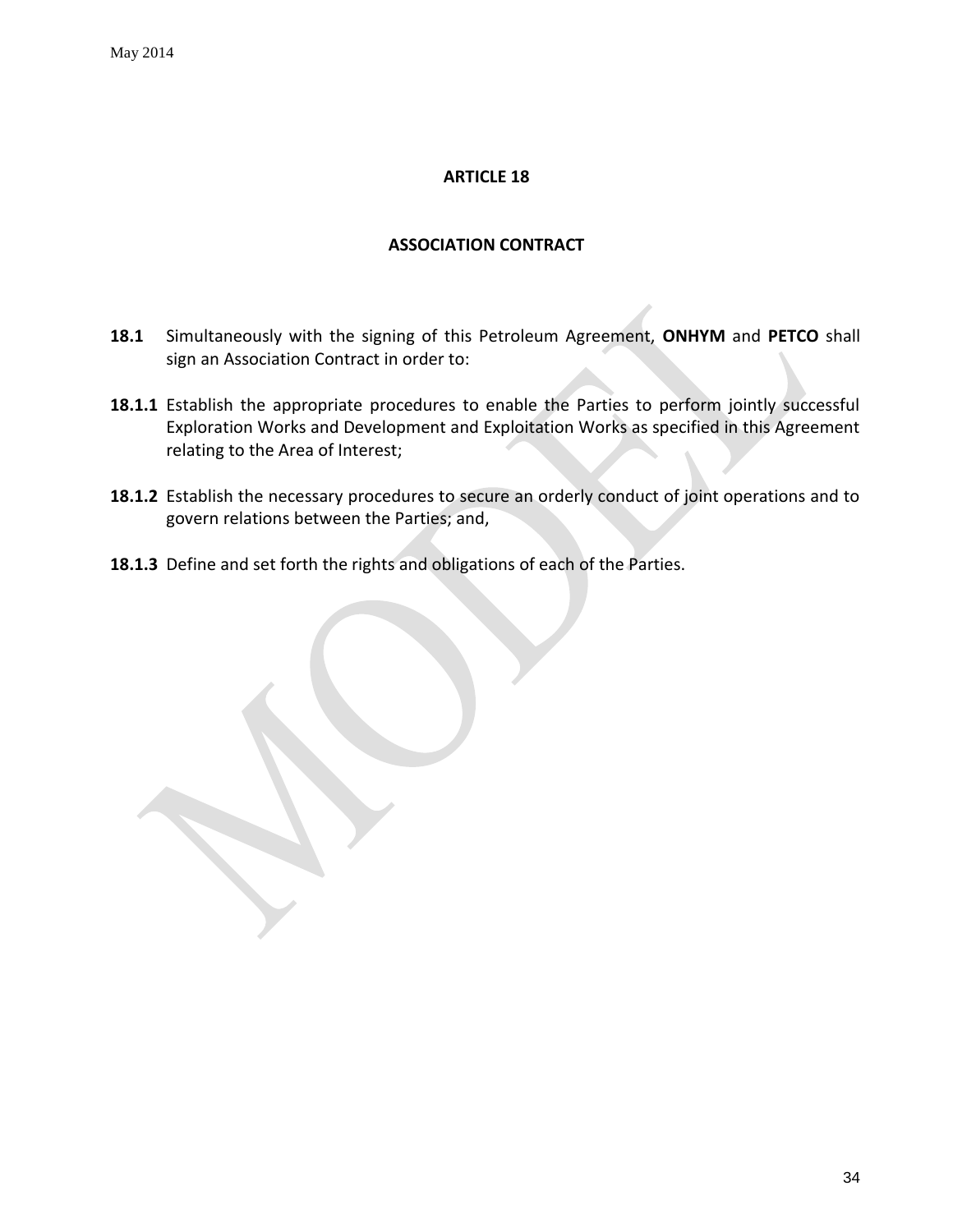## ARTICLE 18

## ASSOCIATION CONTRACT

**18.1** Simultaneously with the signing of this Petroleum Agreement, **ONHYM** and **PETCO** shall sign an Association Contract in order to:

**18.1.1** Establish the appropriate procedures to enable the Parties to perform jointly successful Exploration Works and Development and Exploitation Works as specified in this Agreement relating to the Area of Interest;

**18.1.2** Establish the necessary procedures to secure an orderly conduct of joint operations and to govern relations between the Parties; and,

**18.1.3** Define and set forth the rights and obligations of each of the Parties.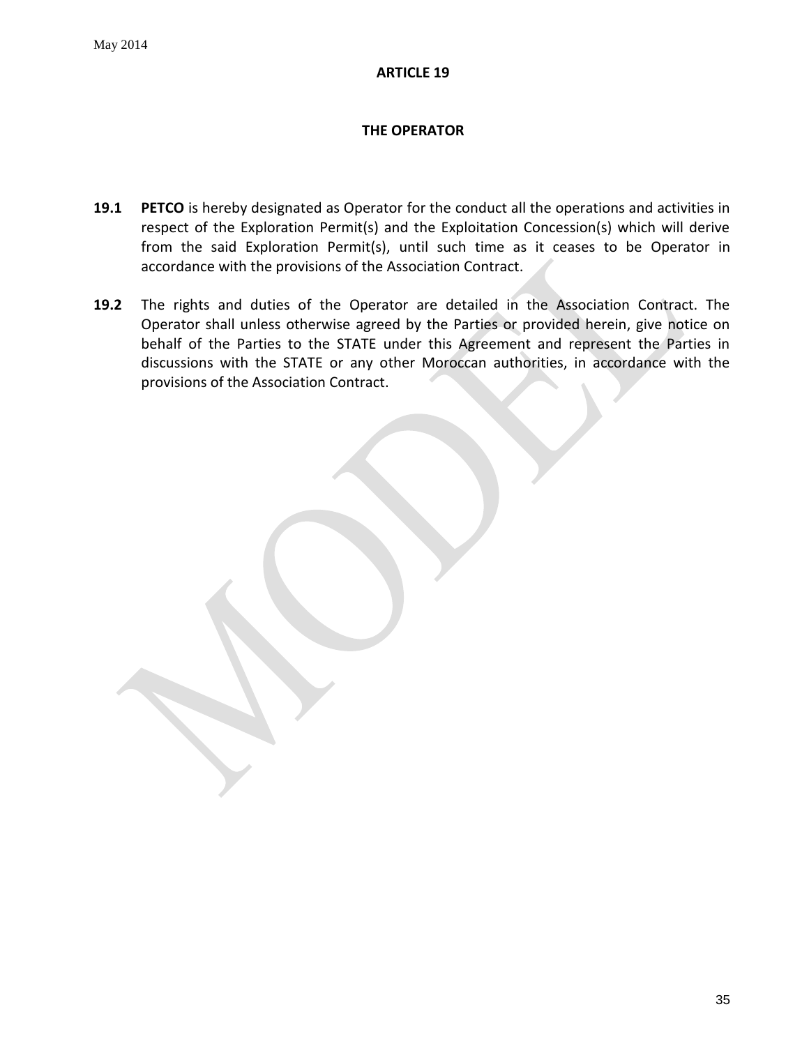## ARTICLE 19

## THE OPERATOR

**19.1** **PETCO** is hereby designated as Operator for the conduct all the operations and activities in respect of the Exploration Permit(s) and the Exploitation Concession(s) which will derive from the said Exploration Permit(s), until such time as it ceases to be Operator in accordance with the provisions of the Association Contract.

**19.2** The rights and duties of the Operator are detailed in the Association Contract. The Operator shall unless otherwise agreed by the Parties or provided herein, give notice on behalf of the Parties to the STATE under this Agreement and represent the Parties in discussions with the STATE or any other Moroccan authorities, in accordance with the provisions of the Association Contract.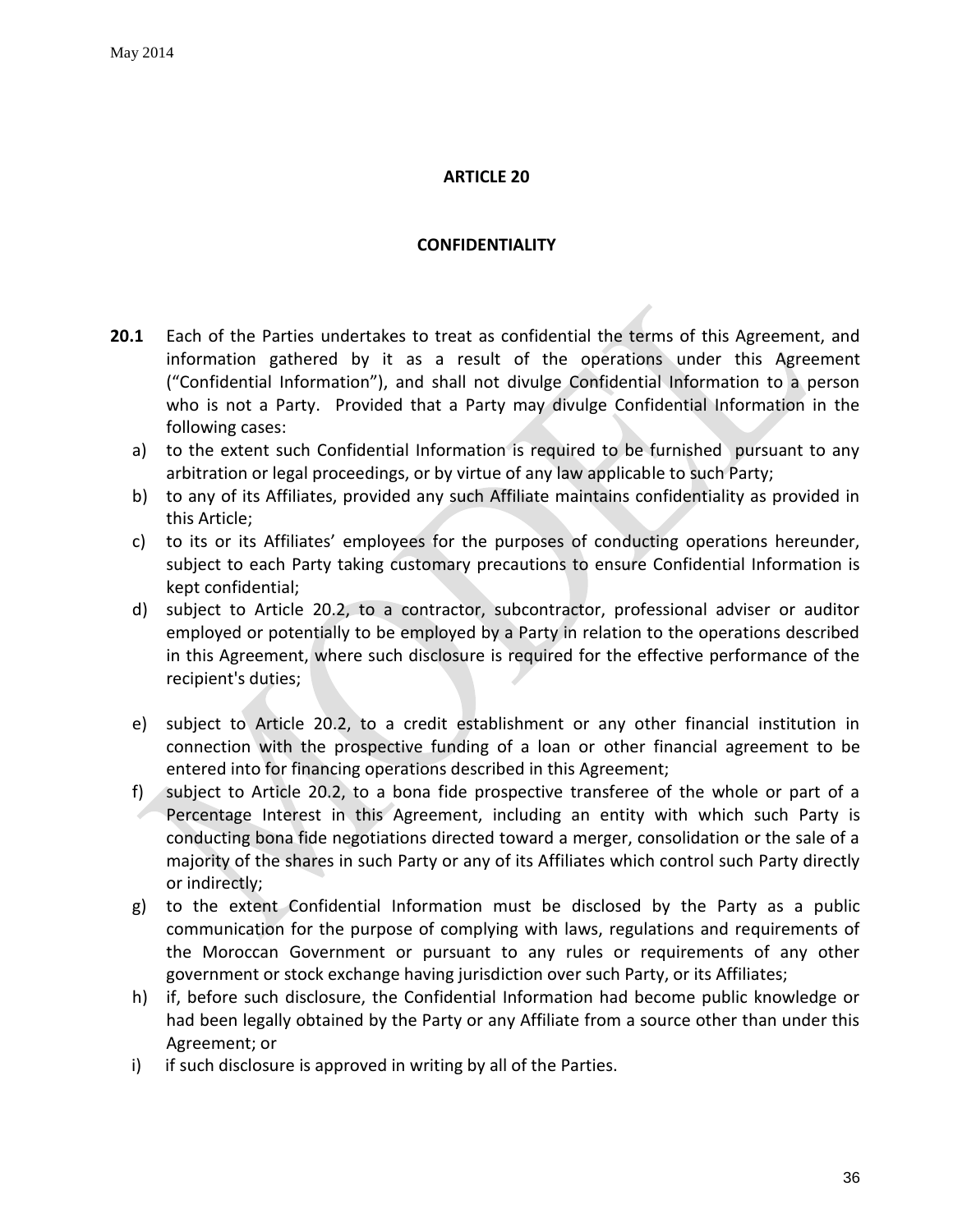## ARTICLE 20

## CONFIDENTIALITY

**20.1** Each of the Parties undertakes to treat as confidential the terms of this Agreement, and information gathered by it as a result of the operations under this Agreement ("Confidential Information"), and shall not divulge Confidential Information to a person who is not a Party. Provided that a Party may divulge Confidential Information in the following cases:

a) to the extent such Confidential Information is required to be furnished pursuant to any arbitration or legal proceedings, or by virtue of any law applicable to such Party;

b) to any of its Affiliates, provided any such Affiliate maintains confidentiality as provided in this Article;

c) to its or its Affiliates' employees for the purposes of conducting operations hereunder, subject to each Party taking customary precautions to ensure Confidential Information is kept confidential;

d) subject to Article 20.2, to a contractor, subcontractor, professional adviser or auditor employed or potentially to be employed by a Party in relation to the operations described in this Agreement, where such disclosure is required for the effective performance of the recipient's duties;

e) subject to Article 20.2, to a credit establishment or any other financial institution in connection with the prospective funding of a loan or other financial agreement to be entered into for financing operations described in this Agreement;

f) subject to Article 20.2, to a bona fide prospective transferee of the whole or part of a Percentage Interest in this Agreement, including an entity with which such Party is conducting bona fide negotiations directed toward a merger, consolidation or the sale of a majority of the shares in such Party or any of its Affiliates which control such Party directly or indirectly;

g) to the extent Confidential Information must be disclosed by the Party as a public communication for the purpose of complying with laws, regulations and requirements of the Moroccan Government or pursuant to any rules or requirements of any other government or stock exchange having jurisdiction over such Party, or its Affiliates;

h) if, before such disclosure, the Confidential Information had become public knowledge or had been legally obtained by the Party or any Affiliate from a source other than under this Agreement; or

i) if such disclosure is approved in writing by all of the Parties.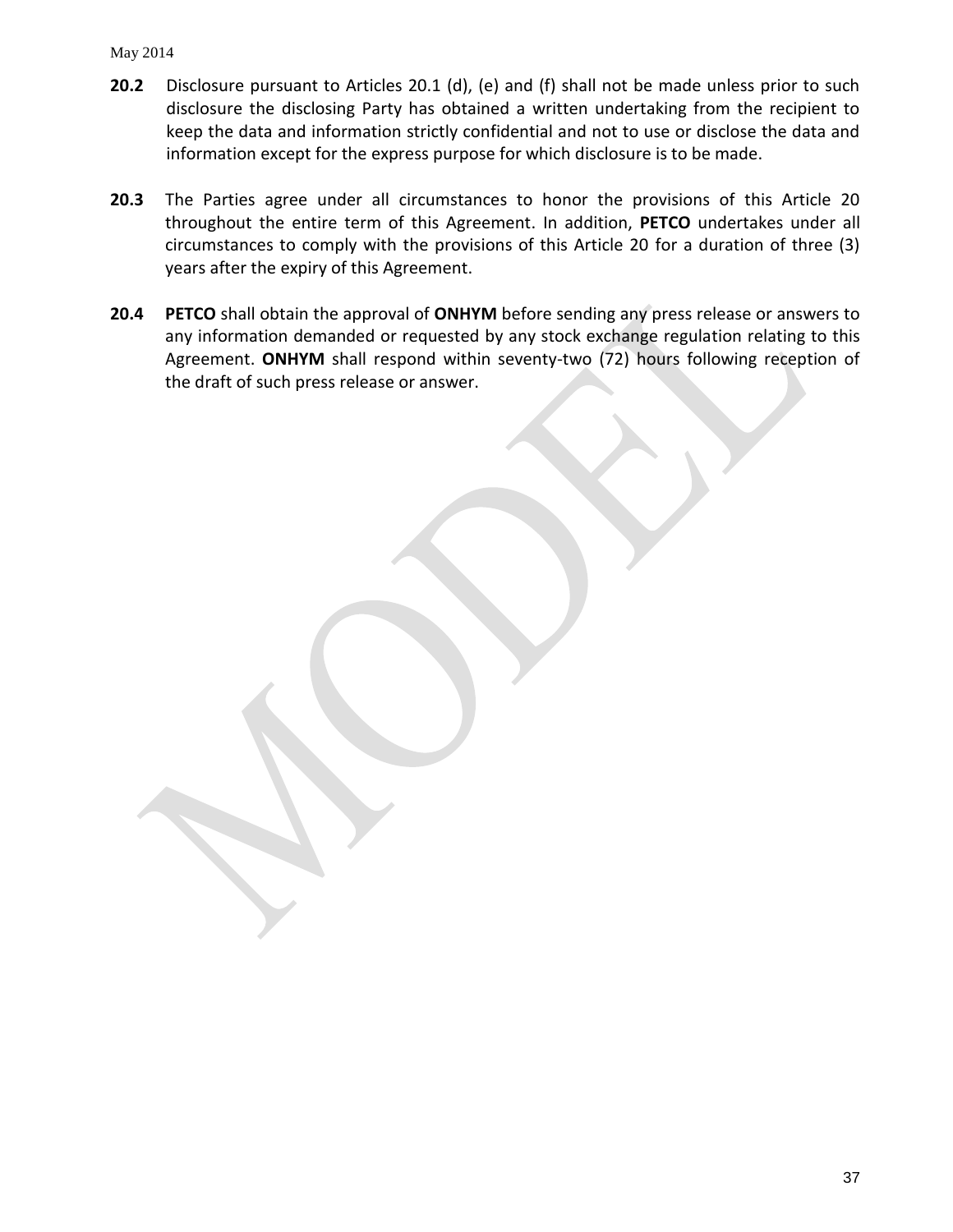**20.2** Disclosure pursuant to Articles 20.1 (d), (e) and (f) shall not be made unless prior to such disclosure the disclosing Party has obtained a written undertaking from the recipient to keep the data and information strictly confidential and not to use or disclose the data and information except for the express purpose for which disclosure is to be made.

**20.3** The Parties agree under all circumstances to honor the provisions of this Article 20 throughout the entire term of this Agreement. In addition, **PETCO** undertakes under all circumstances to comply with the provisions of this Article 20 for a duration of three (3) years after the expiry of this Agreement.

**20.4** **PETCO** shall obtain the approval of **ONHYM** before sending any press release or answers to any information demanded or requested by any stock exchange regulation relating to this Agreement. **ONHYM** shall respond within seventy-two (72) hours following reception of the draft of such press release or answer.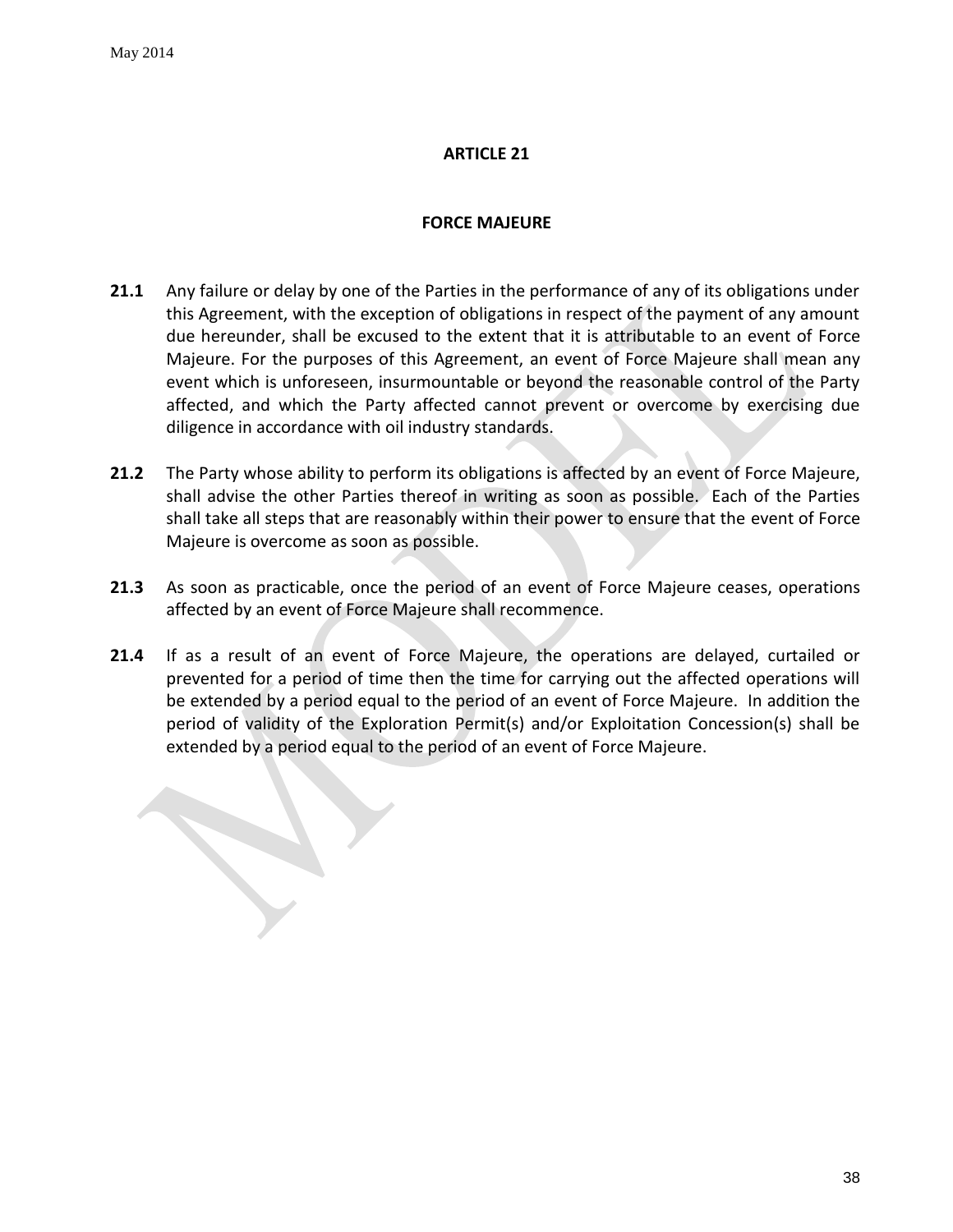## ARTICLE 21

### FORCE MAJEURE

**21.1** Any failure or delay by one of the Parties in the performance of any of its obligations under this Agreement, with the exception of obligations in respect of the payment of any amount due hereunder, shall be excused to the extent that it is attributable to an event of Force Majeure. For the purposes of this Agreement, an event of Force Majeure shall mean any event which is unforeseen, insurmountable or beyond the reasonable control of the Party affected, and which the Party affected cannot prevent or overcome by exercising due diligence in accordance with oil industry standards.

**21.2** The Party whose ability to perform its obligations is affected by an event of Force Majeure, shall advise the other Parties thereof in writing as soon as possible. Each of the Parties shall take all steps that are reasonably within their power to ensure that the event of Force Majeure is overcome as soon as possible.

**21.3** As soon as practicable, once the period of an event of Force Majeure ceases, operations affected by an event of Force Majeure shall recommence.

**21.4** If as a result of an event of Force Majeure, the operations are delayed, curtailed or prevented for a period of time then the time for carrying out the affected operations will be extended by a period equal to the period of an event of Force Majeure. In addition the period of validity of the Exploration Permit(s) and/or Exploitation Concession(s) shall be extended by a period equal to the period of an event of Force Majeure.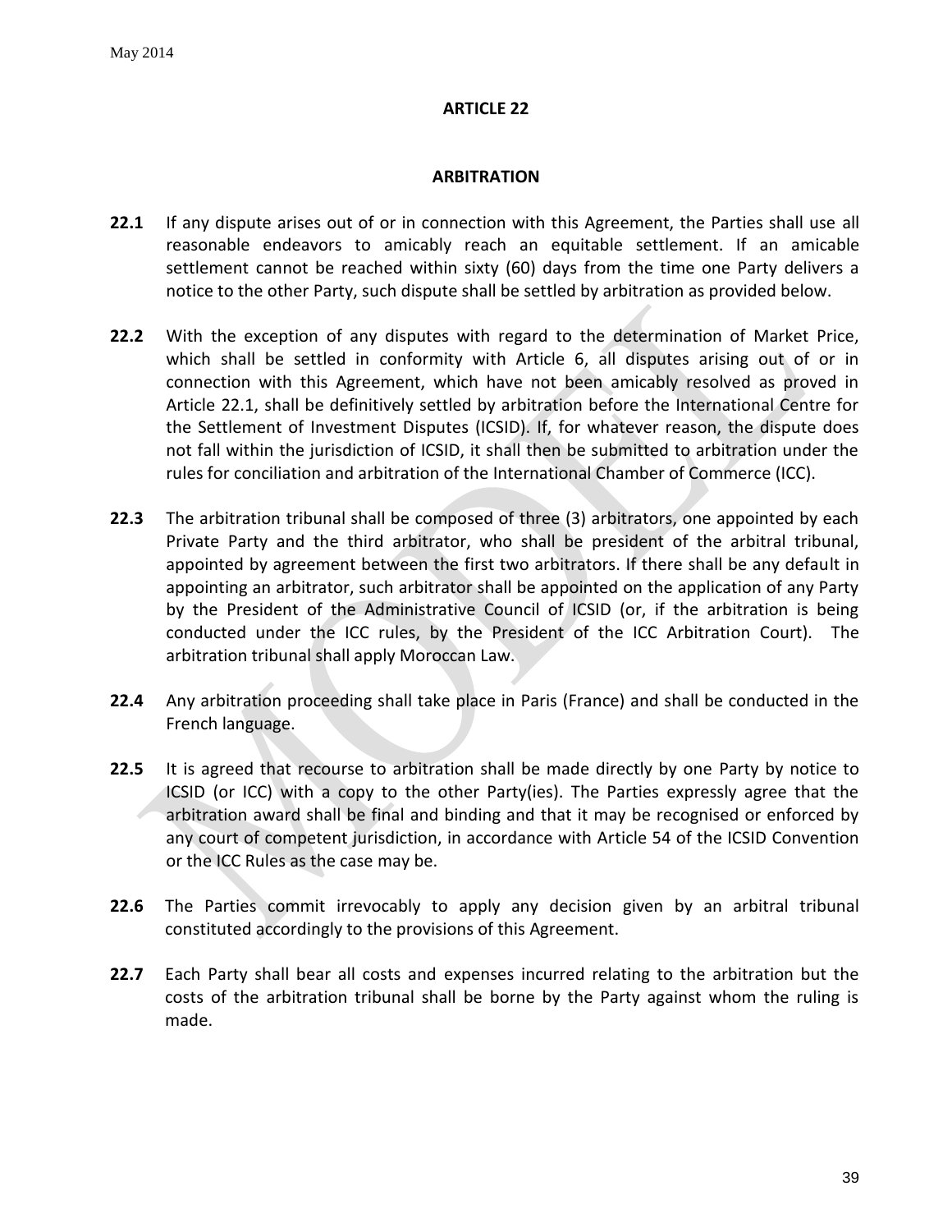## ARTICLE 22

### ARBITRATION

**22.1** If any dispute arises out of or in connection with this Agreement, the Parties shall use all reasonable endeavors to amicably reach an equitable settlement. If an amicable settlement cannot be reached within sixty (60) days from the time one Party delivers a notice to the other Party, such dispute shall be settled by arbitration as provided below.

**22.2** With the exception of any disputes with regard to the determination of Market Price, which shall be settled in conformity with Article 6, all disputes arising out of or in connection with this Agreement, which have not been amicably resolved as proved in Article 22.1, shall be definitively settled by arbitration before the International Centre for the Settlement of Investment Disputes (ICSID). If, for whatever reason, the dispute does not fall within the jurisdiction of ICSID, it shall then be submitted to arbitration under the rules for conciliation and arbitration of the International Chamber of Commerce (ICC).

**22.3** The arbitration tribunal shall be composed of three (3) arbitrators, one appointed by each Private Party and the third arbitrator, who shall be president of the arbitral tribunal, appointed by agreement between the first two arbitrators. If there shall be any default in appointing an arbitrator, such arbitrator shall be appointed on the application of any Party by the President of the Administrative Council of ICSID (or, if the arbitration is being conducted under the ICC rules, by the President of the ICC Arbitration Court). The arbitration tribunal shall apply Moroccan Law.

**22.4** Any arbitration proceeding shall take place in Paris (France) and shall be conducted in the French language.

**22.5** It is agreed that recourse to arbitration shall be made directly by one Party by notice to ICSID (or ICC) with a copy to the other Party(ies). The Parties expressly agree that the arbitration award shall be final and binding and that it may be recognised or enforced by any court of competent jurisdiction, in accordance with Article 54 of the ICSID Convention or the ICC Rules as the case may be.

**22.6** The Parties commit irrevocably to apply any decision given by an arbitral tribunal constituted accordingly to the provisions of this Agreement.

**22.7** Each Party shall bear all costs and expenses incurred relating to the arbitration but the costs of the arbitration tribunal shall be borne by the Party against whom the ruling is made.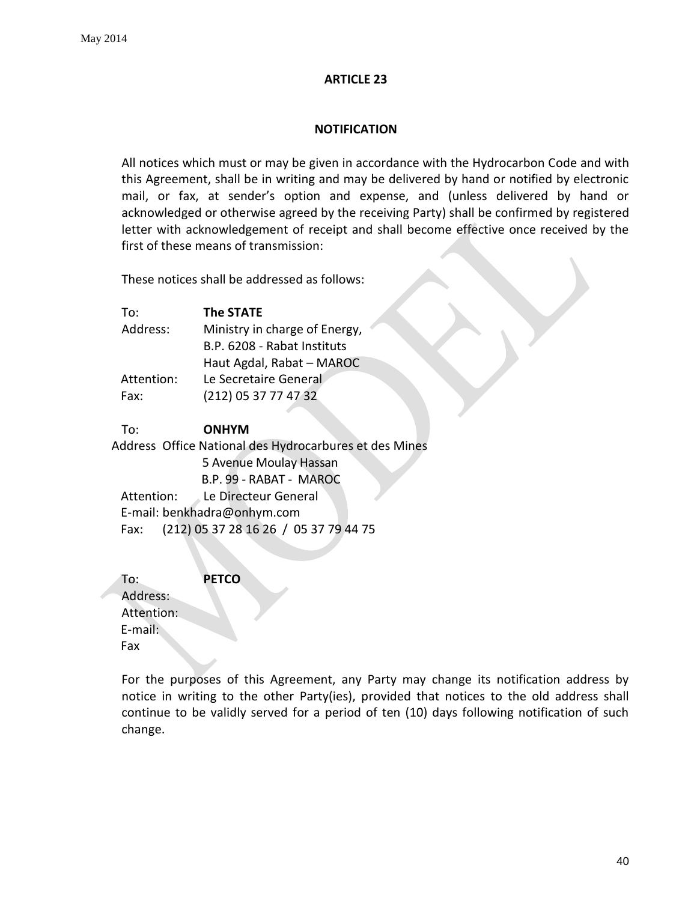## ARTICLE 23

### NOTIFICATION

All notices which must or may be given in accordance with the Hydrocarbon Code and with this Agreement, shall be in writing and may be delivered by hand or notified by electronic mail, or fax, at sender's option and expense, and (unless delivered by hand or acknowledged or otherwise agreed by the receiving Party) shall be confirmed by registered letter with acknowledgement of receipt and shall become effective once received by the first of these means of transmission:

These notices shall be addressed as follows:

To: **The STATE**
Address: Ministry in charge of Energy,
B.P. 6208 - Rabat Instituts
Haut Agdal, Rabat – MAROC
Attention: Le Secretaire General
Fax: (212) 05 37 77 47 32

To: **ONHYM**
Address Office National des Hydrocarbures et des Mines
5 Avenue Moulay Hassan
B.P. 99 - RABAT - MAROC
Attention: Le Directeur General
E-mail: benkhadra@onhym.com
Fax: (212) 05 37 28 16 26 / 05 37 79 44 75

To: **PETCO**
Address:
Attention:
E-mail:
Fax

For the purposes of this Agreement, any Party may change its notification address by notice in writing to the other Party(ies), provided that notices to the old address shall continue to be validly served for a period of ten (10) days following notification of such change.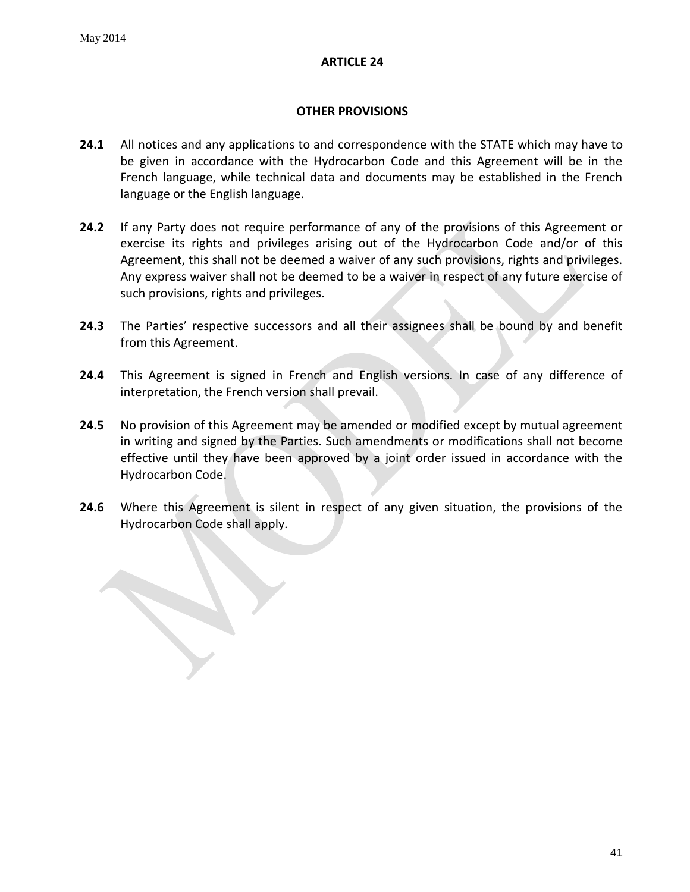## ARTICLE 24

## OTHER PROVISIONS

**24.1** All notices and any applications to and correspondence with the STATE which may have to be given in accordance with the Hydrocarbon Code and this Agreement will be in the French language, while technical data and documents may be established in the French language or the English language.

**24.2** If any Party does not require performance of any of the provisions of this Agreement or exercise its rights and privileges arising out of the Hydrocarbon Code and/or of this Agreement, this shall not be deemed a waiver of any such provisions, rights and privileges. Any express waiver shall not be deemed to be a waiver in respect of any future exercise of such provisions, rights and privileges.

**24.3** The Parties' respective successors and all their assignees shall be bound by and benefit from this Agreement.

**24.4** This Agreement is signed in French and English versions. In case of any difference of interpretation, the French version shall prevail.

**24.5** No provision of this Agreement may be amended or modified except by mutual agreement in writing and signed by the Parties. Such amendments or modifications shall not become effective until they have been approved by a joint order issued in accordance with the Hydrocarbon Code.

**24.6** Where this Agreement is silent in respect of any given situation, the provisions of the Hydrocarbon Code shall apply.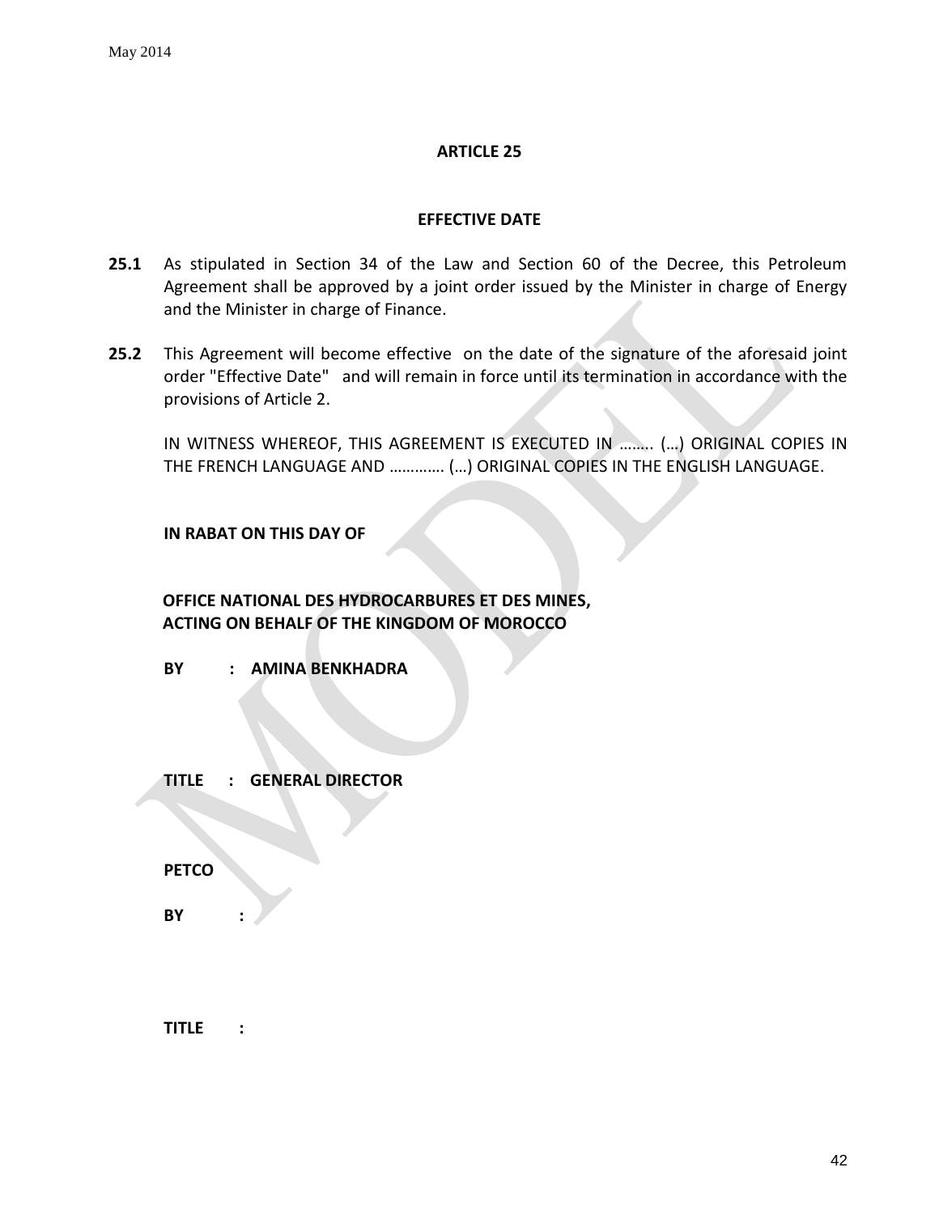## ARTICLE 25

### EFFECTIVE DATE

**25.1** As stipulated in Section 34 of the Law and Section 60 of the Decree, this Petroleum Agreement shall be approved by a joint order issued by the Minister in charge of Energy and the Minister in charge of Finance.

**25.2** This Agreement will become effective on the date of the signature of the aforesaid joint order "Effective Date" and will remain in force until its termination in accordance with the provisions of Article 2.

IN WITNESS WHEREOF, THIS AGREEMENT IS EXECUTED IN …….. (…) ORIGINAL COPIES IN THE FRENCH LANGUAGE AND ………… (…) ORIGINAL COPIES IN THE ENGLISH LANGUAGE.

**IN RABAT ON THIS DAY OF**

**OFFICE NATIONAL DES HYDROCARBURES ET DES MINES,**
**ACTING ON BEHALF OF THE KINGDOM OF MOROCCO**

**BY : AMINA BENKHADRA**

**TITLE : GENERAL DIRECTOR**

**PETCO**

**BY :**

**TITLE :**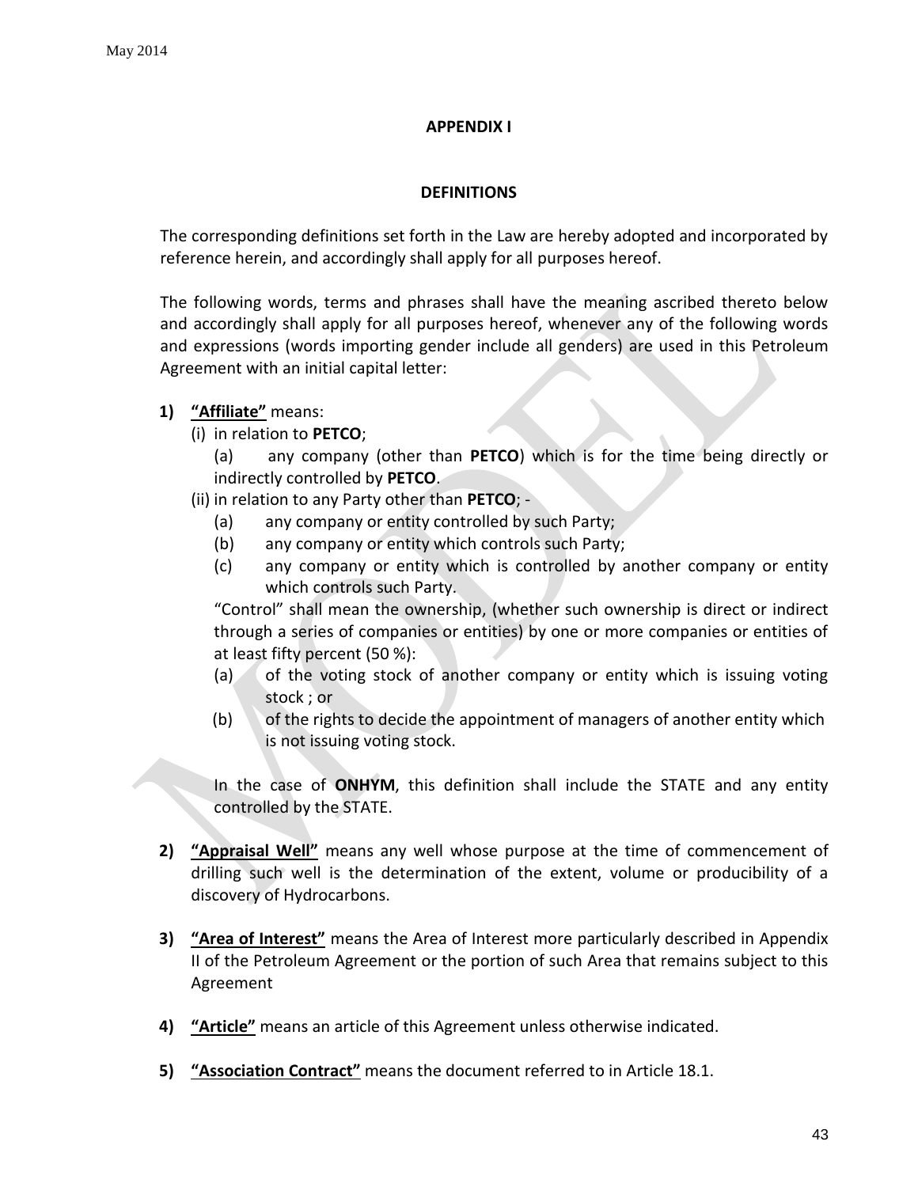## APPENDIX I

## DEFINITIONS

The corresponding definitions set forth in the Law are hereby adopted and incorporated by reference herein, and accordingly shall apply for all purposes hereof.

The following words, terms and phrases shall have the meaning ascribed thereto below and accordingly shall apply for all purposes hereof, whenever any of the following words and expressions (words importing gender include all genders) are used in this Petroleum Agreement with an initial capital letter:

1) **"Affiliate"** means:
   (i) in relation to **PETCO**;
      (a) any company (other than **PETCO**) which is for the time being directly or indirectly controlled by **PETCO**.
   (ii) in relation to any Party other than **PETCO**; -
      (a) any company or entity controlled by such Party;
      (b) any company or entity which controls such Party;
      (c) any company or entity which is controlled by another company or entity which controls such Party.

   "Control" shall mean the ownership, (whether such ownership is direct or indirect through a series of companies or entities) by one or more companies or entities of at least fifty percent (50 %):
      (a) of the voting stock of another company or entity which is issuing voting stock ; or
      (b) of the rights to decide the appointment of managers of another entity which is not issuing voting stock.

   In the case of **ONHYM**, this definition shall include the STATE and any entity controlled by the STATE.

2) **"Appraisal Well"** means any well whose purpose at the time of commencement of drilling such well is the determination of the extent, volume or producibility of a discovery of Hydrocarbons.

3) **"Area of Interest"** means the Area of Interest more particularly described in Appendix II of the Petroleum Agreement or the portion of such Area that remains subject to this Agreement

4) **"Article"** means an article of this Agreement unless otherwise indicated.

5) **"Association Contract"** means the document referred to in Article 18.1.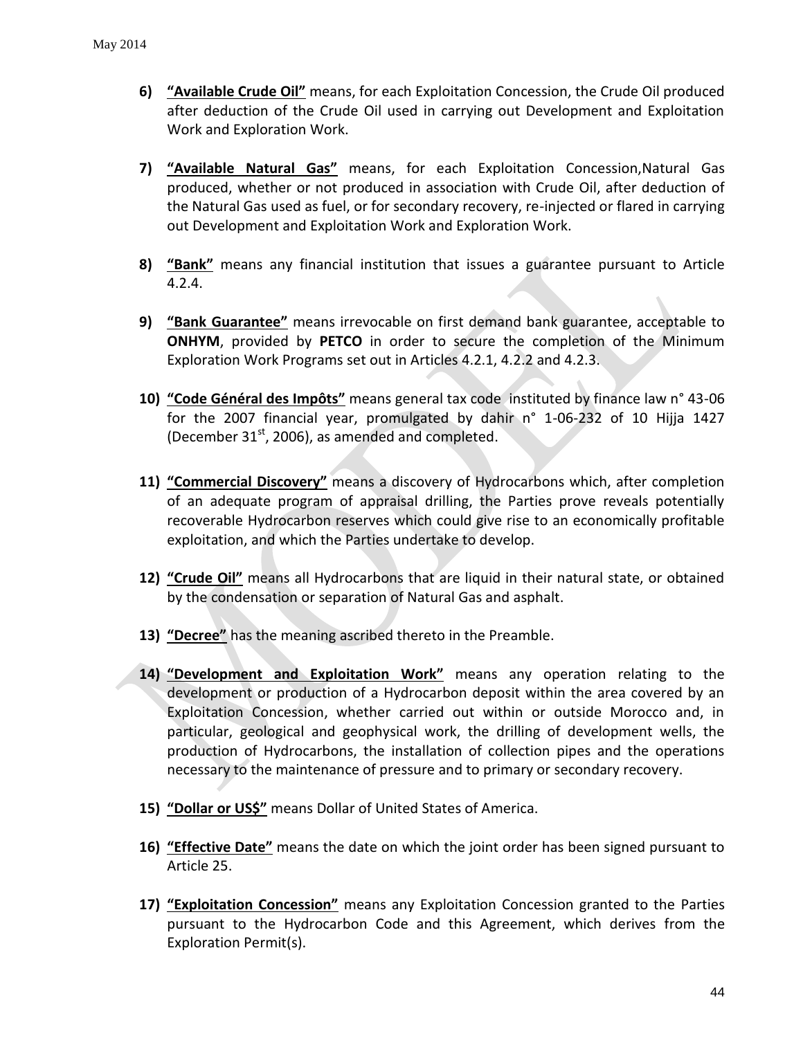6) **"Available Crude Oil"** means, for each Exploitation Concession, the Crude Oil produced after deduction of the Crude Oil used in carrying out Development and Exploitation Work and Exploration Work.

7) **"Available Natural Gas"** means, for each Exploitation Concession,Natural Gas produced, whether or not produced in association with Crude Oil, after deduction of the Natural Gas used as fuel, or for secondary recovery, re-injected or flared in carrying out Development and Exploitation Work and Exploration Work.

8) **"Bank"** means any financial institution that issues a guarantee pursuant to Article 4.2.4.

9) **"Bank Guarantee"** means irrevocable on first demand bank guarantee, acceptable to **ONHYM**, provided by **PETCO** in order to secure the completion of the Minimum Exploration Work Programs set out in Articles 4.2.1, 4.2.2 and 4.2.3.

10) **"Code Général des Impôts"** means general tax code instituted by finance law n° 43-06 for the 2007 financial year, promulgated by dahir n° 1-06-232 of 10 Hijja 1427 (December 31st, 2006), as amended and completed.

11) **"Commercial Discovery"** means a discovery of Hydrocarbons which, after completion of an adequate program of appraisal drilling, the Parties prove reveals potentially recoverable Hydrocarbon reserves which could give rise to an economically profitable exploitation, and which the Parties undertake to develop.

12) **"Crude Oil"** means all Hydrocarbons that are liquid in their natural state, or obtained by the condensation or separation of Natural Gas and asphalt.

13) **"Decree"** has the meaning ascribed thereto in the Preamble.

14) **"Development and Exploitation Work"** means any operation relating to the development or production of a Hydrocarbon deposit within the area covered by an Exploitation Concession, whether carried out within or outside Morocco and, in particular, geological and geophysical work, the drilling of development wells, the production of Hydrocarbons, the installation of collection pipes and the operations necessary to the maintenance of pressure and to primary or secondary recovery.

15) **"Dollar or US$"** means Dollar of United States of America.

16) **"Effective Date"** means the date on which the joint order has been signed pursuant to Article 25.

17) **"Exploitation Concession"** means any Exploitation Concession granted to the Parties pursuant to the Hydrocarbon Code and this Agreement, which derives from the Exploration Permit(s).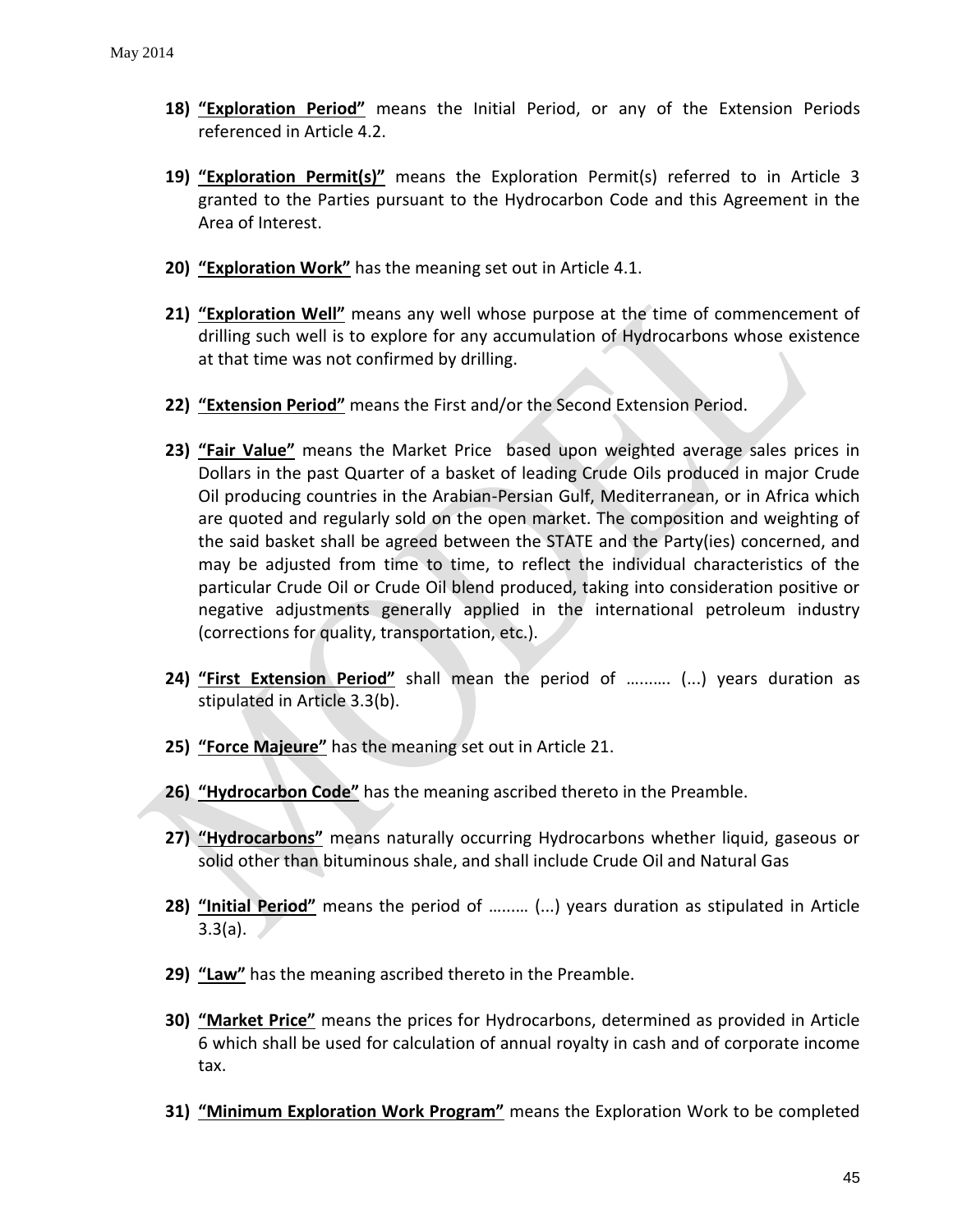18) **<u>"Exploration Period"</u>** means the Initial Period, or any of the Extension Periods referenced in Article 4.2.

19) **<u>"Exploration Permit(s)"</u>** means the Exploration Permit(s) referred to in Article 3 granted to the Parties pursuant to the Hydrocarbon Code and this Agreement in the Area of Interest.

20) **<u>"Exploration Work"</u>** has the meaning set out in Article 4.1.

21) **<u>"Exploration Well"</u>** means any well whose purpose at the time of commencement of drilling such well is to explore for any accumulation of Hydrocarbons whose existence at that time was not confirmed by drilling.

22) **<u>"Extension Period"</u>** means the First and/or the Second Extension Period.

23) **<u>"Fair Value"</u>** means the Market Price based upon weighted average sales prices in Dollars in the past Quarter of a basket of leading Crude Oils produced in major Crude Oil producing countries in the Arabian-Persian Gulf, Mediterranean, or in Africa which are quoted and regularly sold on the open market. The composition and weighting of the said basket shall be agreed between the STATE and the Party(ies) concerned, and may be adjusted from time to time, to reflect the individual characteristics of the particular Crude Oil or Crude Oil blend produced, taking into consideration positive or negative adjustments generally applied in the international petroleum industry (corrections for quality, transportation, etc.).

24) **<u>"First Extension Period"</u>** shall mean the period of ……… (...) years duration as stipulated in Article 3.3(b).

25) **<u>"Force Majeure"</u>** has the meaning set out in Article 21.

26) **<u>"Hydrocarbon Code"</u>** has the meaning ascribed thereto in the Preamble.

27) **<u>"Hydrocarbons"</u>** means naturally occurring Hydrocarbons whether liquid, gaseous or solid other than bituminous shale, and shall include Crude Oil and Natural Gas

28) **<u>"Initial Period"</u>** means the period of ……… (...) years duration as stipulated in Article 3.3(a).

29) **<u>"Law"</u>** has the meaning ascribed thereto in the Preamble.

30) **<u>"Market Price"</u>** means the prices for Hydrocarbons, determined as provided in Article 6 which shall be used for calculation of annual royalty in cash and of corporate income tax.

31) **<u>"Minimum Exploration Work Program"</u>** means the Exploration Work to be completed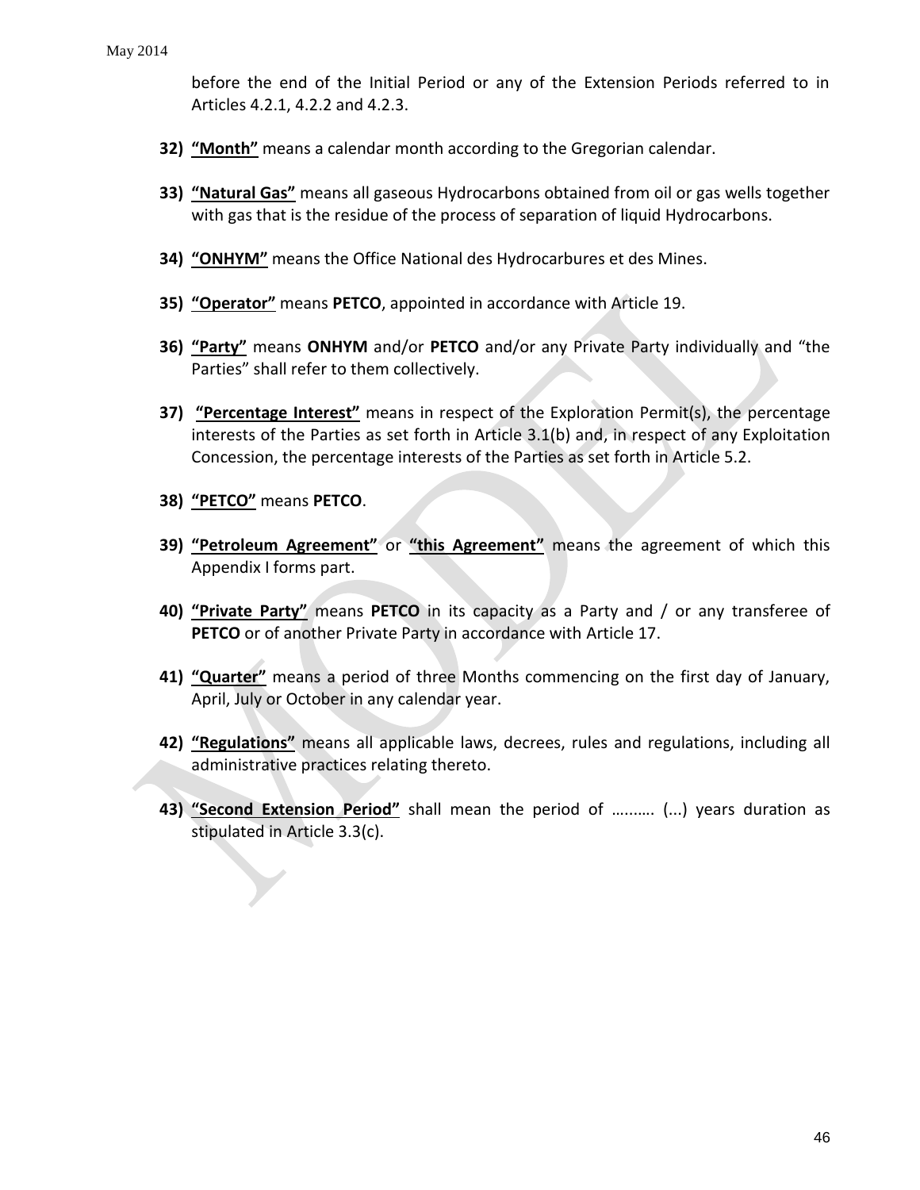before the end of the Initial Period or any of the Extension Periods referred to in Articles 4.2.1, 4.2.2 and 4.2.3.

32) **"Month"** means a calendar month according to the Gregorian calendar.

33) **"Natural Gas"** means all gaseous Hydrocarbons obtained from oil or gas wells together with gas that is the residue of the process of separation of liquid Hydrocarbons.

34) **"ONHYM"** means the Office National des Hydrocarbures et des Mines.

35) **"Operator"** means **PETCO**, appointed in accordance with Article 19.

36) **"Party"** means **ONHYM** and/or **PETCO** and/or any Private Party individually and "the Parties" shall refer to them collectively.

37) **"Percentage Interest"** means in respect of the Exploration Permit(s), the percentage interests of the Parties as set forth in Article 3.1(b) and, in respect of any Exploitation Concession, the percentage interests of the Parties as set forth in Article 5.2.

38) **"PETCO"** means **PETCO**.

39) **"Petroleum Agreement"** or **"this Agreement"** means the agreement of which this Appendix I forms part.

40) **"Private Party"** means **PETCO** in its capacity as a Party and / or any transferee of **PETCO** or of another Private Party in accordance with Article 17.

41) **"Quarter"** means a period of three Months commencing on the first day of January, April, July or October in any calendar year.

42) **"Regulations"** means all applicable laws, decrees, rules and regulations, including all administrative practices relating thereto.

43) **"Second Extension Period"** shall mean the period of ………. (...) years duration as stipulated in Article 3.3(c).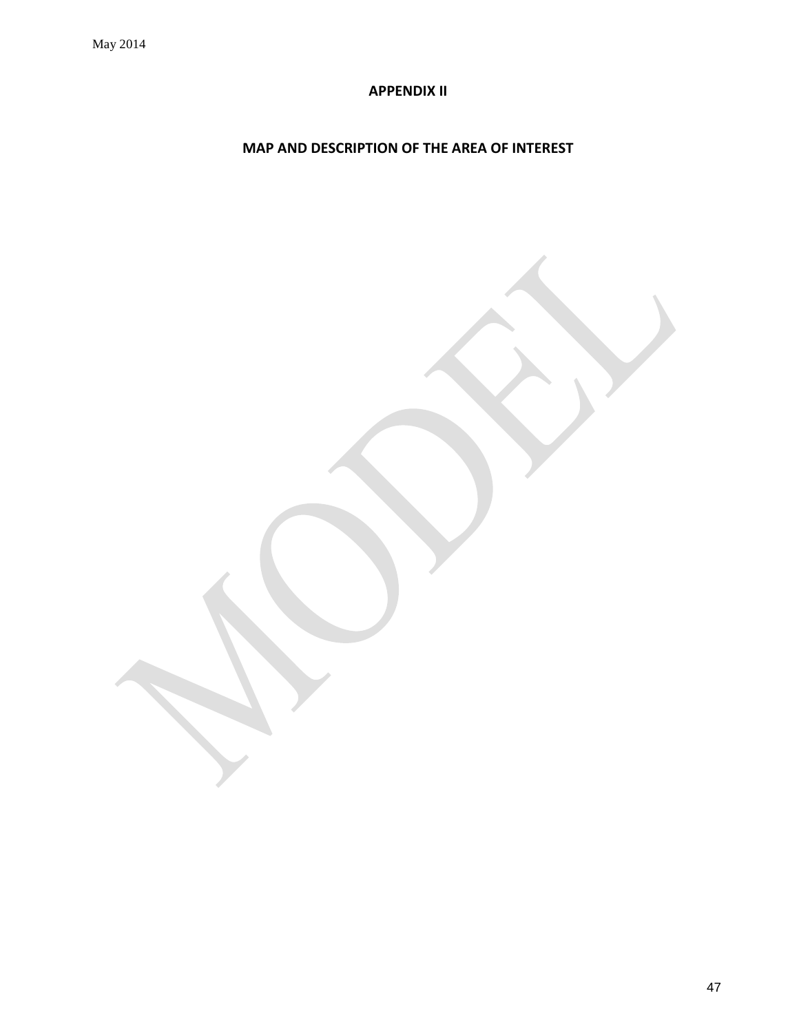## APPENDIX II

## MAP AND DESCRIPTION OF THE AREA OF INTEREST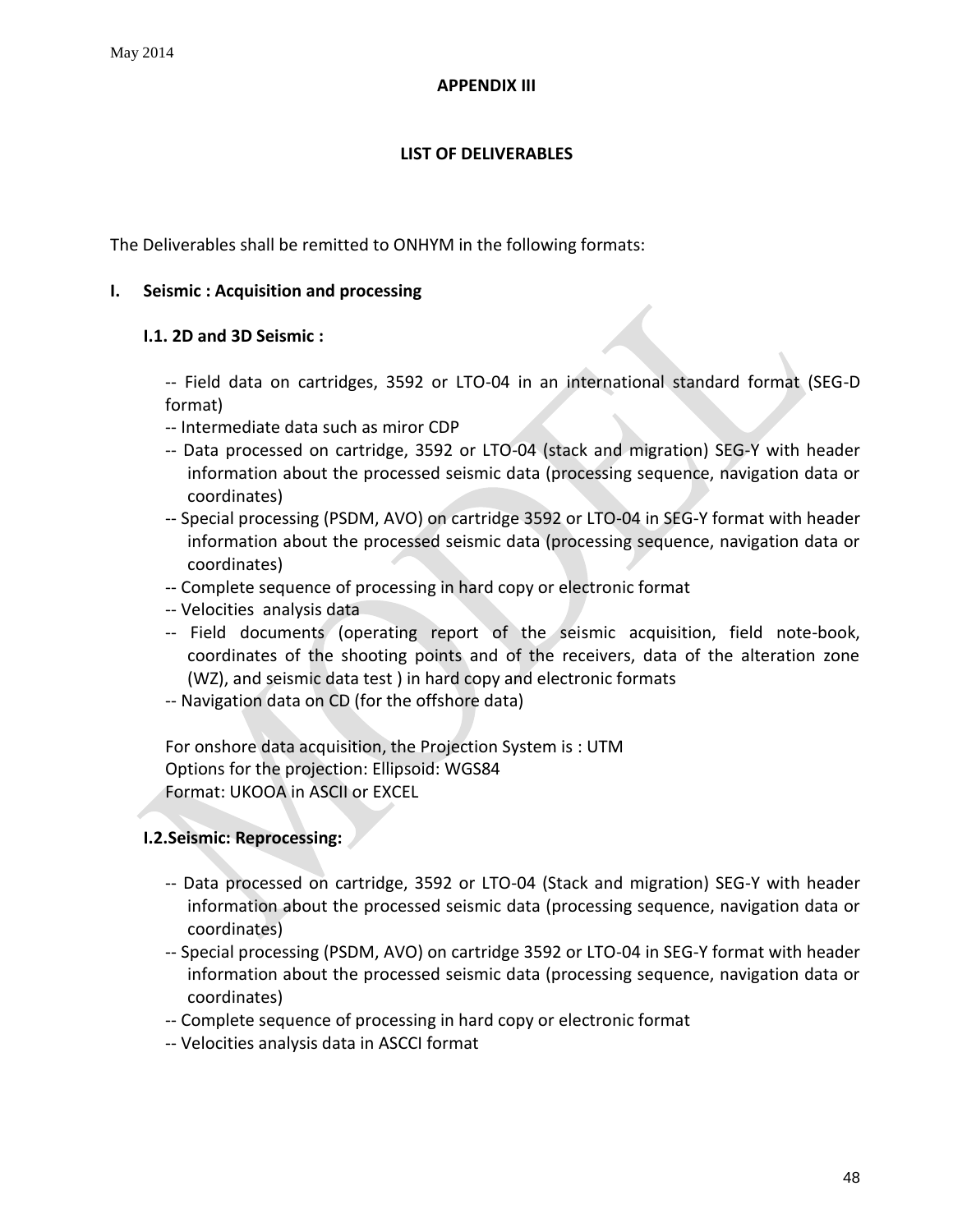## APPENDIX III

## LIST OF DELIVERABLES

The Deliverables shall be remitted to ONHYM in the following formats:

### I. Seismic : Acquisition and processing

#### I.1. 2D and 3D Seismic :

- -- Field data on cartridges, 3592 or LTO-04 in an international standard format (SEG-D format)
- -- Intermediate data such as miror CDP
- -- Data processed on cartridge, 3592 or LTO-04 (stack and migration) SEG-Y with header information about the processed seismic data (processing sequence, navigation data or coordinates)
- -- Special processing (PSDM, AVO) on cartridge 3592 or LTO-04 in SEG-Y format with header information about the processed seismic data (processing sequence, navigation data or coordinates)
- -- Complete sequence of processing in hard copy or electronic format
- -- Velocities analysis data
- -- Field documents (operating report of the seismic acquisition, field note-book, coordinates of the shooting points and of the receivers, data of the alteration zone (WZ), and seismic data test ) in hard copy and electronic formats
- -- Navigation data on CD (for the offshore data)

For onshore data acquisition, the Projection System is : UTM
Options for the projection: Ellipsoid: WGS84
Format: UKOOA in ASCII or EXCEL

#### I.2.Seismic: Reprocessing:

- -- Data processed on cartridge, 3592 or LTO-04 (Stack and migration) SEG-Y with header information about the processed seismic data (processing sequence, navigation data or coordinates)
- -- Special processing (PSDM, AVO) on cartridge 3592 or LTO-04 in SEG-Y format with header information about the processed seismic data (processing sequence, navigation data or coordinates)
- -- Complete sequence of processing in hard copy or electronic format
- -- Velocities analysis data in ASCCI format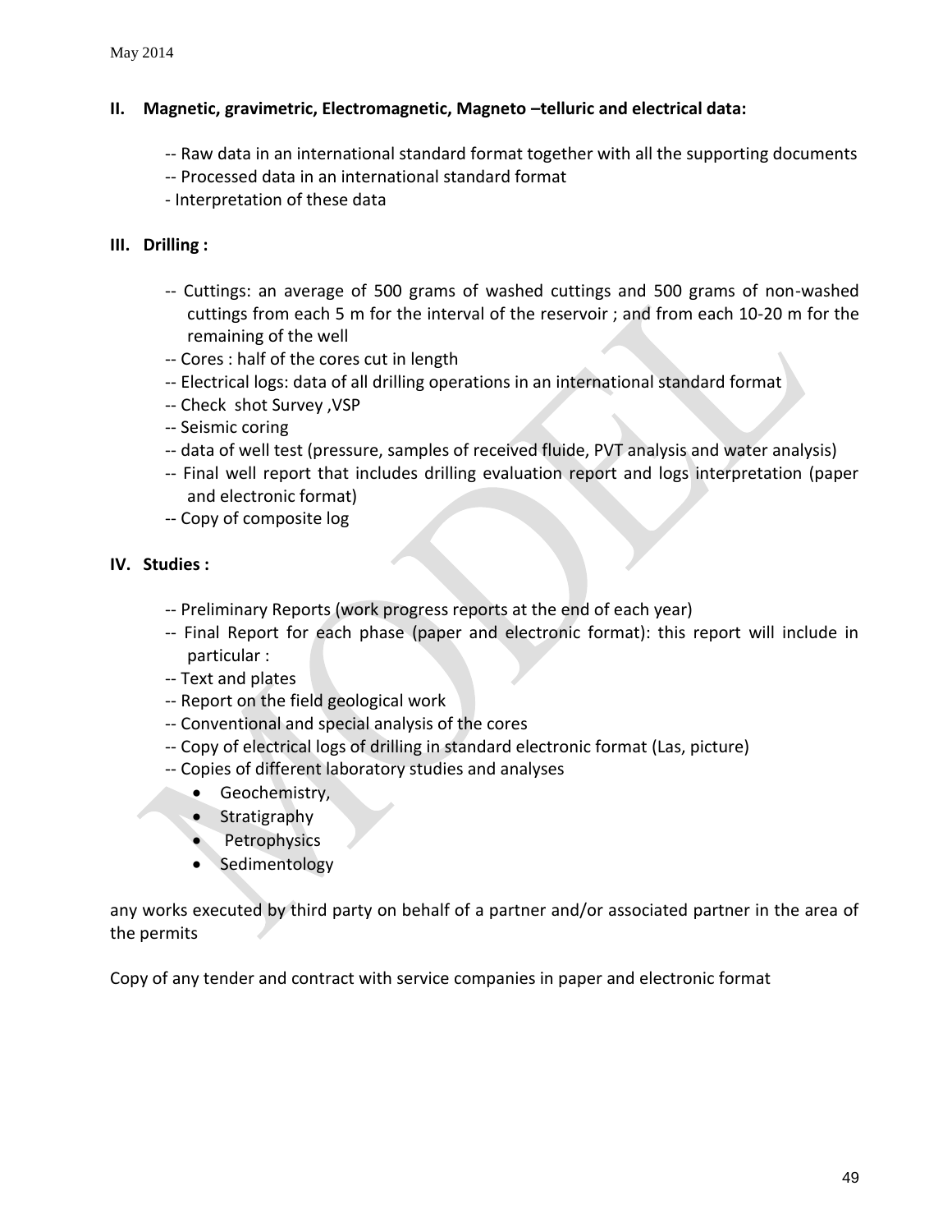## II. Magnetic, gravimetric, Electromagnetic, Magneto –telluric and electrical data:

-- Raw data in an international standard format together with all the supporting documents

-- Processed data in an international standard format

- Interpretation of these data

## III. Drilling :

-- Cuttings: an average of 500 grams of washed cuttings and 500 grams of non-washed cuttings from each 5 m for the interval of the reservoir ; and from each 10-20 m for the remaining of the well

-- Cores : half of the cores cut in length

-- Electrical logs: data of all drilling operations in an international standard format

-- Check shot Survey ,VSP

-- Seismic coring

-- data of well test (pressure, samples of received fluide, PVT analysis and water analysis)

-- Final well report that includes drilling evaluation report and logs interpretation (paper and electronic format)

-- Copy of composite log

## IV. Studies :

-- Preliminary Reports (work progress reports at the end of each year)

-- Final Report for each phase (paper and electronic format): this report will include in particular :

-- Text and plates

-- Report on the field geological work

-- Conventional and special analysis of the cores

-- Copy of electrical logs of drilling in standard electronic format (Las, picture)

-- Copies of different laboratory studies and analyses

- Geochemistry,
- Stratigraphy
- Petrophysics
- Sedimentology

any works executed by third party on behalf of a partner and/or associated partner in the area of the permits

Copy of any tender and contract with service companies in paper and electronic format